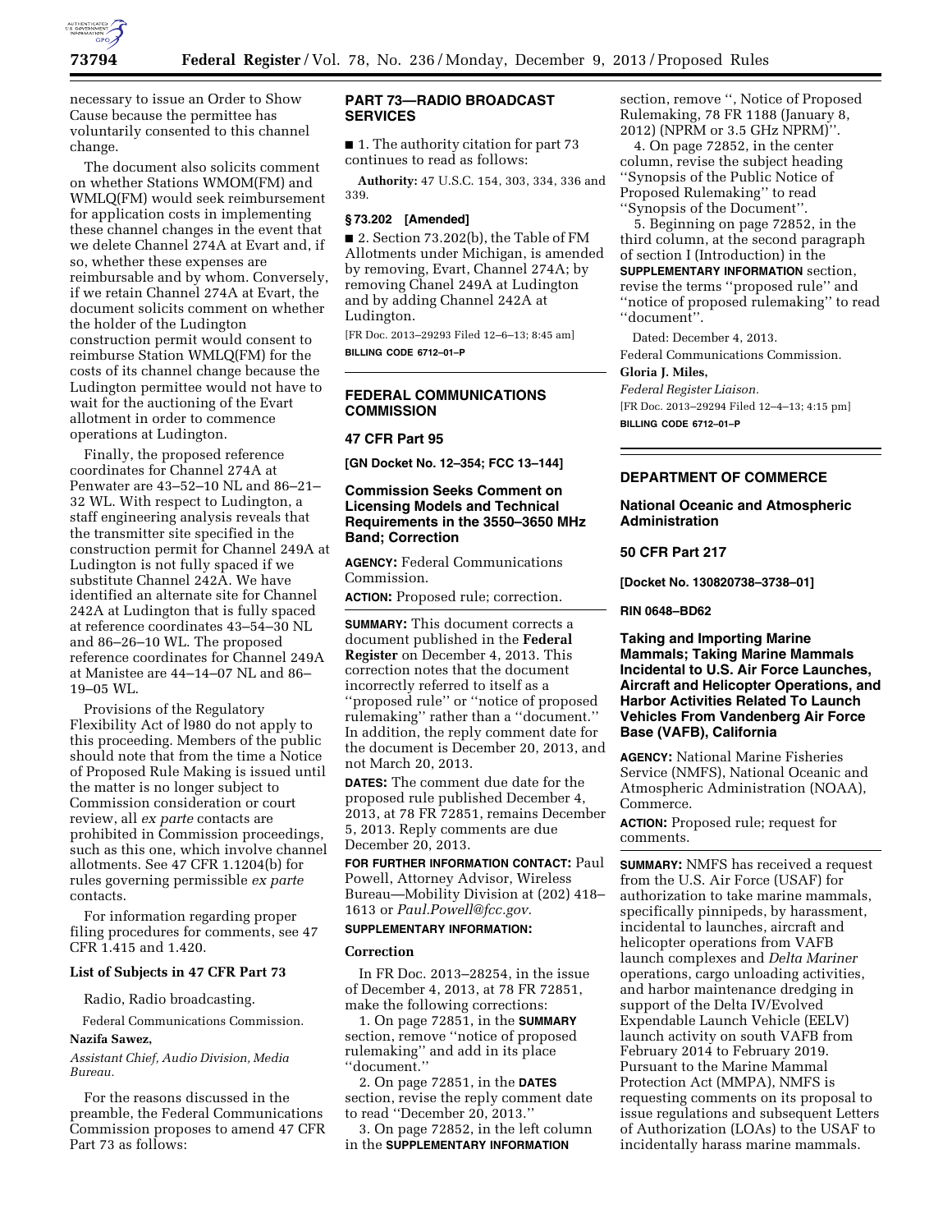necessary to issue an Order to Show Cause because the permittee has voluntarily consented to this channel change.

The document also solicits comment on whether Stations WMOM(FM) and WMLQ(FM) would seek reimbursement for application costs in implementing these channel changes in the event that we delete Channel 274A at Evart and, if so, whether these expenses are reimbursable and by whom. Conversely, if we retain Channel 274A at Evart, the document solicits comment on whether the holder of the Ludington construction permit would consent to reimburse Station WMLQ(FM) for the costs of its channel change because the Ludington permittee would not have to wait for the auctioning of the Evart allotment in order to commence operations at Ludington.

Finally, the proposed reference coordinates for Channel 274A at Penwater are 43–52–10 NL and 86–21–32 WL. With respect to Ludington, a staff engineering analysis reveals that the transmitter site specified in the construction permit for Channel 249A at Ludington is not fully spaced if we substitute Channel 242A. We have identified an alternate site for Channel 242A at Ludington that is fully spaced at reference coordinates 43–54–30 NL and 86–26–10 WL. The proposed reference coordinates for Channel 249A at Manistee are 44–14–07 NL and 86–19–05 WL.

Provisions of the Regulatory Flexibility Act of l980 do not apply to this proceeding. Members of the public should note that from the time a Notice of Proposed Rule Making is issued until the matter is no longer subject to Commission consideration or court review, all *ex parte* contacts are prohibited in Commission proceedings, such as this one, which involve channel allotments. See 47 CFR 1.1204(b) for rules governing permissible *ex parte* contacts.

For information regarding proper filing procedures for comments, see 47 CFR 1.415 and 1.420.

### List of Subjects in 47 CFR Part 73

Radio, Radio broadcasting.

Federal Communications Commission.

**Nazifa Sawez,**

*Assistant Chief, Audio Division, Media Bureau.*

For the reasons discussed in the preamble, the Federal Communications Commission proposes to amend 47 CFR Part 73 as follows:

## PART 73—RADIO BROADCAST SERVICES

■ 1. The authority citation for part 73 continues to read as follows:

**Authority:** 47 U.S.C. 154, 303, 334, 336 and 339.

### § 73.202 [Amended]

■ 2. Section 73.202(b), the Table of FM Allotments under Michigan, is amended by removing, Evart, Channel 274A; by removing Chanel 249A at Ludington and by adding Channel 242A at Ludington.

[FR Doc. 2013–29293 Filed 12–6–13; 8:45 am]

**BILLING CODE 6712–01–P**

---

## FEDERAL COMMUNICATIONS COMMISSION

### 47 CFR Part 95

**[GN Docket No. 12–354; FCC 13–144]**

### Commission Seeks Comment on Licensing Models and Technical Requirements in the 3550–3650 MHz Band; Correction

**AGENCY:** Federal Communications Commission.

**ACTION:** Proposed rule; correction.

**SUMMARY:** This document corrects a document published in the **Federal Register** on December 4, 2013. This correction notes that the document incorrectly referred to itself as a ''proposed rule'' or ''notice of proposed rulemaking'' rather than a ''document.'' In addition, the reply comment date for the document is December 20, 2013, and not March 20, 2013.

**DATES:** The comment due date for the proposed rule published December 4, 2013, at 78 FR 72851, remains December 5, 2013. Reply comments are due December 20, 2013.

**FOR FURTHER INFORMATION CONTACT:** Paul Powell, Attorney Advisor, Wireless Bureau—Mobility Division at (202) 418–1613 or *Paul.Powell@fcc.gov.*

**SUPPLEMENTARY INFORMATION:**

### Correction

In FR Doc. 2013–28254, in the issue of December 4, 2013, at 78 FR 72851, make the following corrections:

1. On page 72851, in the **SUMMARY** section, remove ''notice of proposed rulemaking'' and add in its place ''document.''

2. On page 72851, in the **DATES** section, revise the reply comment date to read ''December 20, 2013.''

3. On page 72852, in the left column in the **SUPPLEMENTARY INFORMATION** section, remove '', Notice of Proposed Rulemaking, 78 FR 1188 (January 8, 2012) (NPRM or 3.5 GHz NPRM)''.

4. On page 72852, in the center column, revise the subject heading ''Synopsis of the Public Notice of Proposed Rulemaking'' to read ''Synopsis of the Document''.

5. Beginning on page 72852, in the third column, at the second paragraph of section I (Introduction) in the **SUPPLEMENTARY INFORMATION** section, revise the terms ''proposed rule'' and ''notice of proposed rulemaking'' to read ''document''.

Dated: December 4, 2013.

Federal Communications Commission.

**Gloria J. Miles,**

*Federal Register Liaison.*

[FR Doc. 2013–29294 Filed 12–4–13; 4:15 pm]

**BILLING CODE 6712–01–P**

---

## DEPARTMENT OF COMMERCE

### National Oceanic and Atmospheric Administration

### 50 CFR Part 217

**[Docket No. 130820738–3738–01]**

**RIN 0648–BD62**

### Taking and Importing Marine Mammals; Taking Marine Mammals Incidental to U.S. Air Force Launches, Aircraft and Helicopter Operations, and Harbor Activities Related To Launch Vehicles From Vandenberg Air Force Base (VAFB), California

**AGENCY:** National Marine Fisheries Service (NMFS), National Oceanic and Atmospheric Administration (NOAA), Commerce.

**ACTION:** Proposed rule; request for comments.

**SUMMARY:** NMFS has received a request from the U.S. Air Force (USAF) for authorization to take marine mammals, specifically pinnipeds, by harassment, incidental to launches, aircraft and helicopter operations from VAFB launch complexes and *Delta Mariner* operations, cargo unloading activities, and harbor maintenance dredging in support of the Delta IV/Evolved Expendable Launch Vehicle (EELV) launch activity on south VAFB from February 2014 to February 2019. Pursuant to the Marine Mammal Protection Act (MMPA), NMFS is requesting comments on its proposal to issue regulations and subsequent Letters of Authorization (LOAs) to the USAF to incidentally harass marine mammals.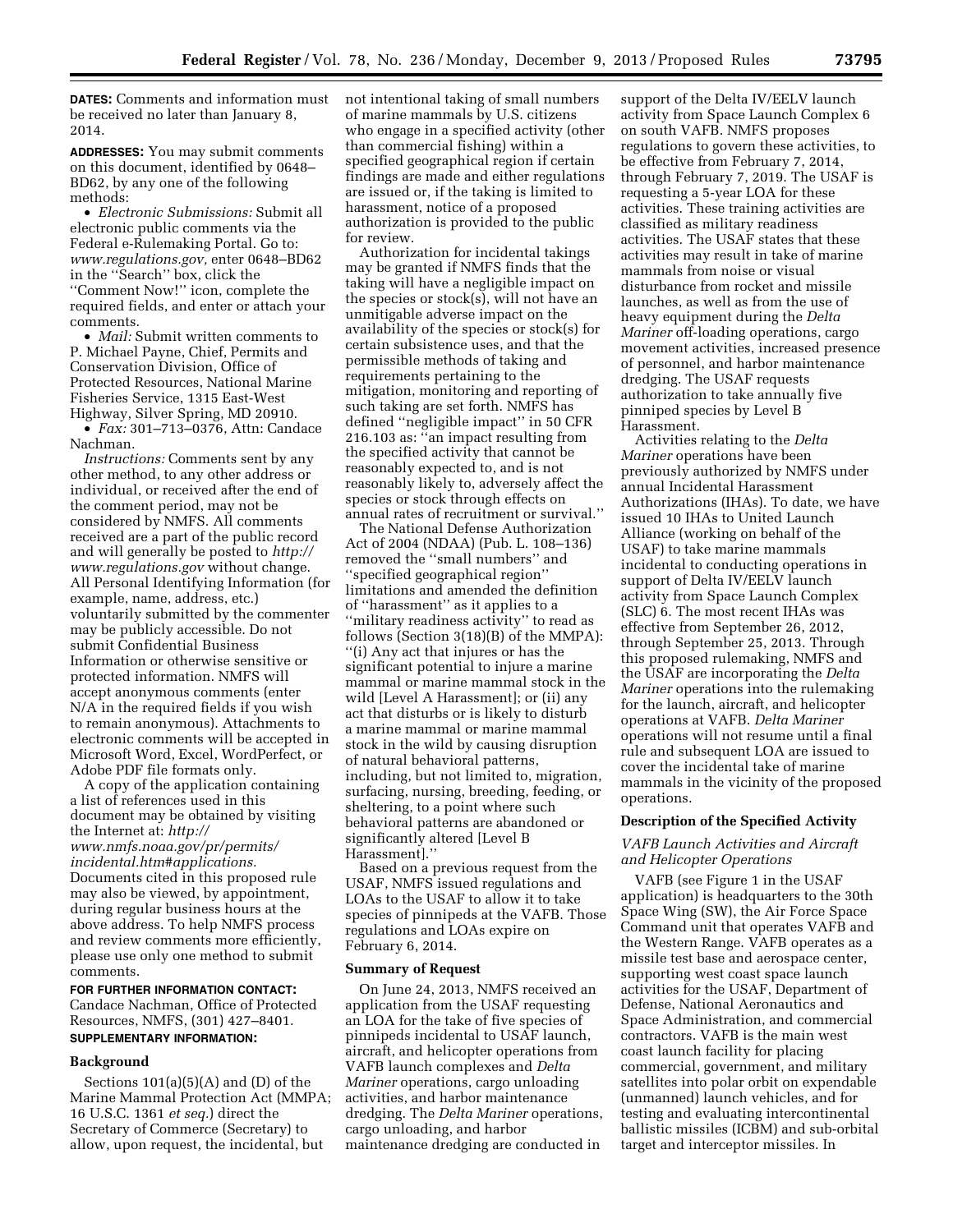**DATES:** Comments and information must be received no later than January 8, 2014.

**ADDRESSES:** You may submit comments on this document, identified by 0648–BD62, by any one of the following methods:

- *Electronic Submissions:* Submit all electronic public comments via the Federal e-Rulemaking Portal. Go to: *www.regulations.gov,* enter 0648–BD62 in the ''Search'' box, click the ''Comment Now!'' icon, complete the required fields, and enter or attach your comments.
- *Mail:* Submit written comments to P. Michael Payne, Chief, Permits and Conservation Division, Office of Protected Resources, National Marine Fisheries Service, 1315 East-West Highway, Silver Spring, MD 20910.
- *Fax:* 301–713–0376, Attn: Candace Nachman.

*Instructions:* Comments sent by any other method, to any other address or individual, or received after the end of the comment period, may not be considered by NMFS. All comments received are a part of the public record and will generally be posted to *http://www.regulations.gov* without change. All Personal Identifying Information (for example, name, address, etc.) voluntarily submitted by the commenter may be publicly accessible. Do not submit Confidential Business Information or otherwise sensitive or protected information. NMFS will accept anonymous comments (enter N/A in the required fields if you wish to remain anonymous). Attachments to electronic comments will be accepted in Microsoft Word, Excel, WordPerfect, or Adobe PDF file formats only.

A copy of the application containing a list of references used in this document may be obtained by visiting the Internet at: *http://www.nmfs.noaa.gov/pr/permits/incidental.htm#applications.* Documents cited in this proposed rule may also be viewed, by appointment, during regular business hours at the above address. To help NMFS process and review comments more efficiently, please use only one method to submit comments.

**FOR FURTHER INFORMATION CONTACT:** Candace Nachman, Office of Protected Resources, NMFS, (301) 427–8401.

**SUPPLEMENTARY INFORMATION:**

## Background

Sections 101(a)(5)(A) and (D) of the Marine Mammal Protection Act (MMPA; 16 U.S.C. 1361 *et seq.*) direct the Secretary of Commerce (Secretary) to allow, upon request, the incidental, but not intentional taking of small numbers of marine mammals by U.S. citizens who engage in a specified activity (other than commercial fishing) within a specified geographical region if certain findings are made and either regulations are issued or, if the taking is limited to harassment, notice of a proposed authorization is provided to the public for review.

Authorization for incidental takings may be granted if NMFS finds that the taking will have a negligible impact on the species or stock(s), will not have an unmitigable adverse impact on the availability of the species or stock(s) for certain subsistence uses, and that the permissible methods of taking and requirements pertaining to the mitigation, monitoring and reporting of such taking are set forth. NMFS has defined ''negligible impact'' in 50 CFR 216.103 as: ''an impact resulting from the specified activity that cannot be reasonably expected to, and is not reasonably likely to, adversely affect the species or stock through effects on annual rates of recruitment or survival.''

The National Defense Authorization Act of 2004 (NDAA) (Pub. L. 108–136) removed the ''small numbers'' and ''specified geographical region'' limitations and amended the definition of ''harassment'' as it applies to a ''military readiness activity'' to read as follows (Section 3(18)(B) of the MMPA): ''(i) Any act that injures or has the significant potential to injure a marine mammal or marine mammal stock in the wild [Level A Harassment]; or (ii) any act that disturbs or is likely to disturb a marine mammal or marine mammal stock in the wild by causing disruption of natural behavioral patterns, including, but not limited to, migration, surfacing, nursing, breeding, feeding, or sheltering, to a point where such behavioral patterns are abandoned or significantly altered [Level B Harassment].''

Based on a previous request from the USAF, NMFS issued regulations and LOAs to the USAF to allow it to take species of pinnipeds at the VAFB. Those regulations and LOAs expire on February 6, 2014.

## Summary of Request

On June 24, 2013, NMFS received an application from the USAF requesting an LOA for the take of five species of pinnipeds incidental to USAF launch, aircraft, and helicopter operations from VAFB launch complexes and *Delta Mariner* operations, cargo unloading activities, and harbor maintenance dredging. The *Delta Mariner* operations, cargo unloading, and harbor maintenance dredging are conducted in support of the Delta IV/EELV launch activity from Space Launch Complex 6 on south VAFB. NMFS proposes regulations to govern these activities, to be effective from February 7, 2014, through February 7, 2019. The USAF is requesting a 5-year LOA for these activities. These training activities are classified as military readiness activities. The USAF states that these activities may result in take of marine mammals from noise or visual disturbance from rocket and missile launches, as well as from the use of heavy equipment during the *Delta Mariner* off-loading operations, cargo movement activities, increased presence of personnel, and harbor maintenance dredging. The USAF requests authorization to take annually five pinniped species by Level B Harassment.

Activities relating to the *Delta Mariner* operations have been previously authorized by NMFS under annual Incidental Harassment Authorizations (IHAs). To date, we have issued 10 IHAs to United Launch Alliance (working on behalf of the USAF) to take marine mammals incidental to conducting operations in support of Delta IV/EELV launch activity from Space Launch Complex (SLC) 6. The most recent IHAs was effective from September 26, 2012, through September 25, 2013. Through this proposed rulemaking, NMFS and the USAF are incorporating the *Delta Mariner* operations into the rulemaking for the launch, aircraft, and helicopter operations at VAFB. *Delta Mariner* operations will not resume until a final rule and subsequent LOA are issued to cover the incidental take of marine mammals in the vicinity of the proposed operations.

## Description of the Specified Activity

### *VAFB Launch Activities and Aircraft and Helicopter Operations*

VAFB (see Figure 1 in the USAF application) is headquarters to the 30th Space Wing (SW), the Air Force Space Command unit that operates VAFB and the Western Range. VAFB operates as a missile test base and aerospace center, supporting west coast space launch activities for the USAF, Department of Defense, National Aeronautics and Space Administration, and commercial contractors. VAFB is the main west coast launch facility for placing commercial, government, and military satellites into polar orbit on expendable (unmanned) launch vehicles, and for testing and evaluating intercontinental ballistic missiles (ICBM) and sub-orbital target and interceptor missiles. In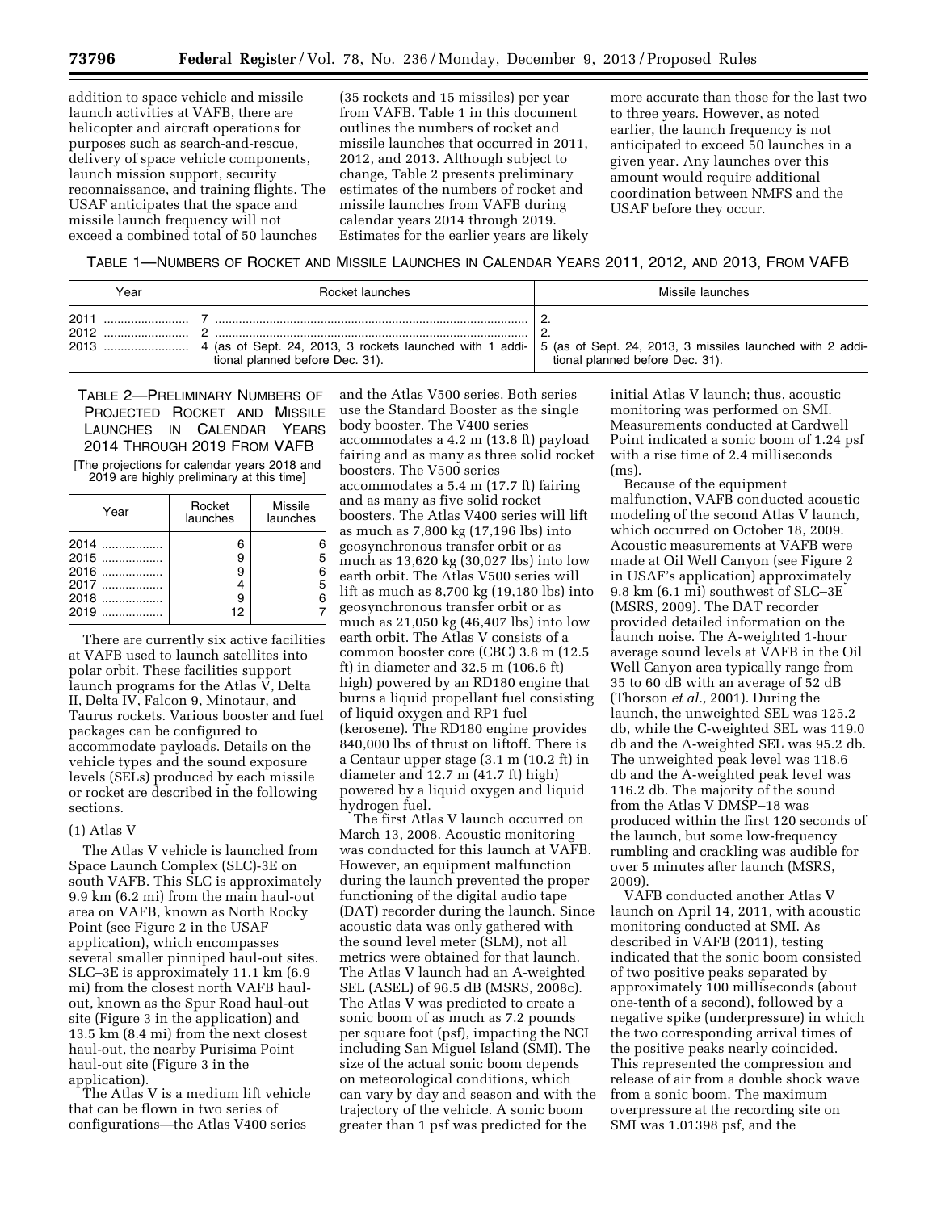addition to space vehicle and missile launch activities at VAFB, there are helicopter and aircraft operations for purposes such as search-and-rescue, delivery of space vehicle components, launch mission support, security reconnaissance, and training flights. The USAF anticipates that the space and missile launch frequency will not exceed a combined total of 50 launches (35 rockets and 15 missiles) per year from VAFB. Table 1 in this document outlines the numbers of rocket and missile launches that occurred in 2011, 2012, and 2013. Although subject to change, Table 2 presents preliminary estimates of the numbers of rocket and missile launches from VAFB during calendar years 2014 through 2019. Estimates for the earlier years are likely more accurate than those for the last two to three years. However, as noted earlier, the launch frequency is not anticipated to exceed 50 launches in a given year. Any launches over this amount would require additional coordination between NMFS and the USAF before they occur.

TABLE 1—NUMBERS OF ROCKET AND MISSILE LAUNCHES IN CALENDAR YEARS 2011, 2012, AND 2013, FROM VAFB

| Year | Rocket launches | Missile launches |
|---|---|---|
| 2011 | 7 | 2. |
| 2012 | 2 | 2. |
| 2013 | 4 (as of Sept. 24, 2013, 3 rockets launched with 1 additional planned before Dec. 31). | 5 (as of Sept. 24, 2013, 3 missiles launched with 2 additional planned before Dec. 31). |

TABLE 2—PRELIMINARY NUMBERS OF PROJECTED ROCKET AND MISSILE LAUNCHES IN CALENDAR YEARS 2014 THROUGH 2019 FROM VAFB

[The projections for calendar years 2018 and 2019 are highly preliminary at this time]

| Year | Rocket launches | Missile launches |
|---|---|---|
| 2014 | 6 | 6 |
| 2015 | 9 | 5 |
| 2016 | 9 | 6 |
| 2017 | 4 | 5 |
| 2018 | 9 | 6 |
| 2019 | 12 | 7 |

There are currently six active facilities at VAFB used to launch satellites into polar orbit. These facilities support launch programs for the Atlas V, Delta II, Delta IV, Falcon 9, Minotaur, and Taurus rockets. Various booster and fuel packages can be configured to accommodate payloads. Details on the vehicle types and the sound exposure levels (SELs) produced by each missile or rocket are described in the following sections.

(1) Atlas V

The Atlas V vehicle is launched from Space Launch Complex (SLC)-3E on south VAFB. This SLC is approximately 9.9 km (6.2 mi) from the main haul-out area on VAFB, known as North Rocky Point (see Figure 2 in the USAF application), which encompasses several smaller pinniped haul-out sites. SLC–3E is approximately 11.1 km (6.9 mi) from the closest north VAFB haul-out, known as the Spur Road haul-out site (Figure 3 in the application) and 13.5 km (8.4 mi) from the next closest haul-out, the nearby Purisima Point haul-out site (Figure 3 in the application).

The Atlas V is a medium lift vehicle that can be flown in two series of configurations—the Atlas V400 series and the Atlas V500 series. Both series use the Standard Booster as the single body booster. The V400 series accommodates a 4.2 m (13.8 ft) payload fairing and as many as three solid rocket boosters. The V500 series accommodates a 5.4 m (17.7 ft) fairing and as many as five solid rocket boosters. The Atlas V400 series will lift as much as 7,800 kg (17,196 lbs) into geosynchronous transfer orbit or as much as 13,620 kg (30,027 lbs) into low earth orbit. The Atlas V500 series will lift as much as 8,700 kg (19,180 lbs) into geosynchronous transfer orbit or as much as 21,050 kg (46,407 lbs) into low earth orbit. The Atlas V consists of a common booster core (CBC) 3.8 m (12.5 ft) in diameter and 32.5 m (106.6 ft) high) powered by an RD180 engine that burns a liquid propellant fuel consisting of liquid oxygen and RP1 fuel (kerosene). The RD180 engine provides 840,000 lbs of thrust on liftoff. There is a Centaur upper stage (3.1 m (10.2 ft) in diameter and 12.7 m (41.7 ft) high) powered by a liquid oxygen and liquid hydrogen fuel.

The first Atlas V launch occurred on March 13, 2008. Acoustic monitoring was conducted for this launch at VAFB. However, an equipment malfunction during the launch prevented the proper functioning of the digital audio tape (DAT) recorder during the launch. Since acoustic data was only gathered with the sound level meter (SLM), not all metrics were obtained for that launch. The Atlas V launch had an A-weighted SEL (ASEL) of 96.5 dB (MSRS, 2008c). The Atlas V was predicted to create a sonic boom of as much as 7.2 pounds per square foot (psf), impacting the NCI including San Miguel Island (SMI). The size of the actual sonic boom depends on meteorological conditions, which can vary by day and season and with the trajectory of the vehicle. A sonic boom greater than 1 psf was predicted for the initial Atlas V launch; thus, acoustic monitoring was performed on SMI. Measurements conducted at Cardwell Point indicated a sonic boom of 1.24 psf with a rise time of 2.4 milliseconds (ms).

Because of the equipment malfunction, VAFB conducted acoustic modeling of the second Atlas V launch, which occurred on October 18, 2009. Acoustic measurements at VAFB were made at Oil Well Canyon (see Figure 2 in USAF's application) approximately 9.8 km (6.1 mi) southwest of SLC–3E (MSRS, 2009). The DAT recorder provided detailed information on the launch noise. The A-weighted 1-hour average sound levels at VAFB in the Oil Well Canyon area typically range from 35 to 60 dB with an average of 52 dB (Thorson *et al.,* 2001). During the launch, the unweighted SEL was 125.2 db, while the C-weighted SEL was 119.0 db and the A-weighted SEL was 95.2 db. The unweighted peak level was 118.6 db and the A-weighted peak level was 116.2 db. The majority of the sound from the Atlas V DMSP–18 was produced within the first 120 seconds of the launch, but some low-frequency rumbling and crackling was audible for over 5 minutes after launch (MSRS, 2009).

VAFB conducted another Atlas V launch on April 14, 2011, with acoustic monitoring conducted at SMI. As described in VAFB (2011), testing indicated that the sonic boom consisted of two positive peaks separated by approximately 100 milliseconds (about one-tenth of a second), followed by a negative spike (underpressure) in which the two corresponding arrival times of the positive peaks nearly coincided. This represented the compression and release of air from a double shock wave from a sonic boom. The maximum overpressure at the recording site on SMI was 1.01398 psf, and the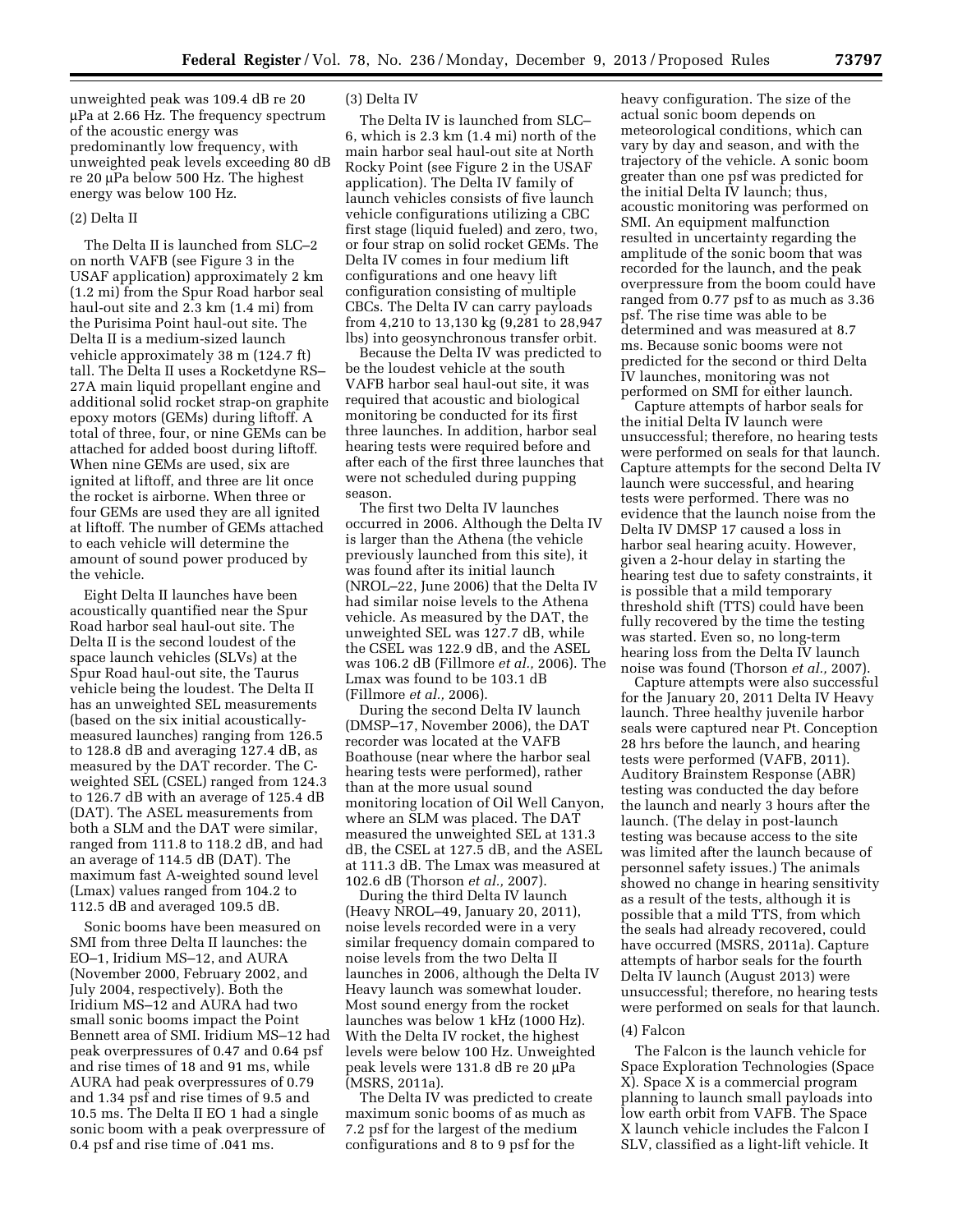unweighted peak was 109.4 dB re 20 μPa at 2.66 Hz. The frequency spectrum of the acoustic energy was predominantly low frequency, with unweighted peak levels exceeding 80 dB re 20 μPa below 500 Hz. The highest energy was below 100 Hz.

(2) Delta II

The Delta II is launched from SLC–2 on north VAFB (see Figure 3 in the USAF application) approximately 2 km (1.2 mi) from the Spur Road harbor seal haul-out site and 2.3 km (1.4 mi) from the Purisima Point haul-out site. The Delta II is a medium-sized launch vehicle approximately 38 m (124.7 ft) tall. The Delta II uses a Rocketdyne RS–27A main liquid propellant engine and additional solid rocket strap-on graphite epoxy motors (GEMs) during liftoff. A total of three, four, or nine GEMs can be attached for added boost during liftoff. When nine GEMs are used, six are ignited at liftoff, and three are lit once the rocket is airborne. When three or four GEMs are used they are all ignited at liftoff. The number of GEMs attached to each vehicle will determine the amount of sound power produced by the vehicle.

Eight Delta II launches have been acoustically quantified near the Spur Road harbor seal haul-out site. The Delta II is the second loudest of the space launch vehicles (SLVs) at the Spur Road haul-out site, the Taurus vehicle being the loudest. The Delta II has an unweighted SEL measurements (based on the six initial acoustically-measured launches) ranging from 126.5 to 128.8 dB and averaging 127.4 dB, as measured by the DAT recorder. The C-weighted SEL (CSEL) ranged from 124.3 to 126.7 dB with an average of 125.4 dB (DAT). The ASEL measurements from both a SLM and the DAT were similar, ranged from 111.8 to 118.2 dB, and had an average of 114.5 dB (DAT). The maximum fast A-weighted sound level (Lmax) values ranged from 104.2 to 112.5 dB and averaged 109.5 dB.

Sonic booms have been measured on SMI from three Delta II launches: the EO–1, Iridium MS–12, and AURA (November 2000, February 2002, and July 2004, respectively). Both the Iridium MS–12 and AURA had two small sonic booms impact the Point Bennett area of SMI. Iridium MS–12 had peak overpressures of 0.47 and 0.64 psf and rise times of 18 and 91 ms, while AURA had peak overpressures of 0.79 and 1.34 psf and rise times of 9.5 and 10.5 ms. The Delta II EO 1 had a single sonic boom with a peak overpressure of 0.4 psf and rise time of .041 ms.

(3) Delta IV

The Delta IV is launched from SLC–6, which is 2.3 km (1.4 mi) north of the main harbor seal haul-out site at North Rocky Point (see Figure 2 in the USAF application). The Delta IV family of launch vehicles consists of five launch vehicle configurations utilizing a CBC first stage (liquid fueled) and zero, two, or four strap on solid rocket GEMs. The Delta IV comes in four medium lift configurations and one heavy lift configuration consisting of multiple CBCs. The Delta IV can carry payloads from 4,210 to 13,130 kg (9,281 to 28,947 lbs) into geosynchronous transfer orbit.

Because the Delta IV was predicted to be the loudest vehicle at the south VAFB harbor seal haul-out site, it was required that acoustic and biological monitoring be conducted for its first three launches. In addition, harbor seal hearing tests were required before and after each of the first three launches that were not scheduled during pupping season.

The first two Delta IV launches occurred in 2006. Although the Delta IV is larger than the Athena (the vehicle previously launched from this site), it was found after its initial launch (NROL–22, June 2006) that the Delta IV had similar noise levels to the Athena vehicle. As measured by the DAT, the unweighted SEL was 127.7 dB, while the CSEL was 122.9 dB, and the ASEL was 106.2 dB (Fillmore *et al.,* 2006). The Lmax was found to be 103.1 dB (Fillmore *et al.,* 2006).

During the second Delta IV launch (DMSP–17, November 2006), the DAT recorder was located at the VAFB Boathouse (near where the harbor seal hearing tests were performed), rather than at the more usual sound monitoring location of Oil Well Canyon, where an SLM was placed. The DAT measured the unweighted SEL at 131.3 dB, the CSEL at 127.5 dB, and the ASEL at 111.3 dB. The Lmax was measured at 102.6 dB (Thorson *et al.,* 2007).

During the third Delta IV launch (Heavy NROL–49, January 20, 2011), noise levels recorded were in a very similar frequency domain compared to noise levels from the two Delta II launches in 2006, although the Delta IV Heavy launch was somewhat louder. Most sound energy from the rocket launches was below 1 kHz (1000 Hz). With the Delta IV rocket, the highest levels were below 100 Hz. Unweighted peak levels were 131.8 dB re 20 μPa (MSRS, 2011a).

The Delta IV was predicted to create maximum sonic booms of as much as 7.2 psf for the largest of the medium configurations and 8 to 9 psf for the heavy configuration. The size of the actual sonic boom depends on meteorological conditions, which can vary by day and season, and with the trajectory of the vehicle. A sonic boom greater than one psf was predicted for the initial Delta IV launch; thus, acoustic monitoring was performed on SMI. An equipment malfunction resulted in uncertainty regarding the amplitude of the sonic boom that was recorded for the launch, and the peak overpressure from the boom could have ranged from 0.77 psf to as much as 3.36 psf. The rise time was able to be determined and was measured at 8.7 ms. Because sonic booms were not predicted for the second or third Delta IV launches, monitoring was not performed on SMI for either launch.

Capture attempts of harbor seals for the initial Delta IV launch were unsuccessful; therefore, no hearing tests were performed on seals for that launch. Capture attempts for the second Delta IV launch were successful, and hearing tests were performed. There was no evidence that the launch noise from the Delta IV DMSP 17 caused a loss in harbor seal hearing acuity. However, given a 2-hour delay in starting the hearing test due to safety constraints, it is possible that a mild temporary threshold shift (TTS) could have been fully recovered by the time the testing was started. Even so, no long-term hearing loss from the Delta IV launch noise was found (Thorson *et al.,* 2007).

Capture attempts were also successful for the January 20, 2011 Delta IV Heavy launch. Three healthy juvenile harbor seals were captured near Pt. Conception 28 hrs before the launch, and hearing tests were performed (VAFB, 2011). Auditory Brainstem Response (ABR) testing was conducted the day before the launch and nearly 3 hours after the launch. (The delay in post-launch testing was because access to the site was limited after the launch because of personnel safety issues.) The animals showed no change in hearing sensitivity as a result of the tests, although it is possible that a mild TTS, from which the seals had already recovered, could have occurred (MSRS, 2011a). Capture attempts of harbor seals for the fourth Delta IV launch (August 2013) were unsuccessful; therefore, no hearing tests were performed on seals for that launch.

(4) Falcon

The Falcon is the launch vehicle for Space Exploration Technologies (Space X). Space X is a commercial program planning to launch small payloads into low earth orbit from VAFB. The Space X launch vehicle includes the Falcon I SLV, classified as a light-lift vehicle. It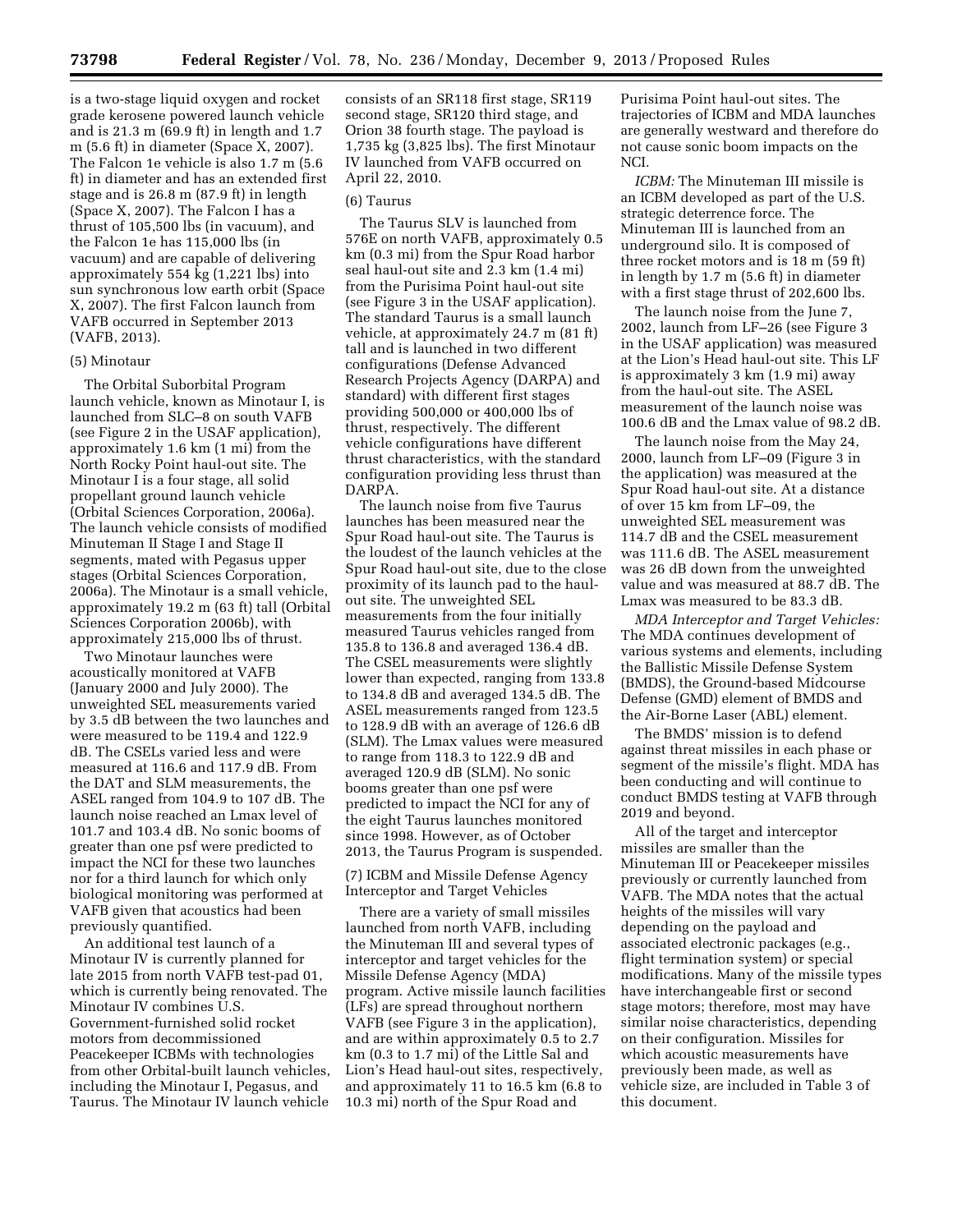is a two-stage liquid oxygen and rocket grade kerosene powered launch vehicle and is 21.3 m (69.9 ft) in length and 1.7 m (5.6 ft) in diameter (Space X, 2007). The Falcon 1e vehicle is also 1.7 m (5.6 ft) in diameter and has an extended first stage and is 26.8 m (87.9 ft) in length (Space X, 2007). The Falcon I has a thrust of 105,500 lbs (in vacuum), and the Falcon 1e has 115,000 lbs (in vacuum) and are capable of delivering approximately 554 kg (1,221 lbs) into sun synchronous low earth orbit (Space X, 2007). The first Falcon launch from VAFB occurred in September 2013 (VAFB, 2013).

(5) Minotaur

The Orbital Suborbital Program launch vehicle, known as Minotaur I, is launched from SLC–8 on south VAFB (see Figure 2 in the USAF application), approximately 1.6 km (1 mi) from the North Rocky Point haul-out site. The Minotaur I is a four stage, all solid propellant ground launch vehicle (Orbital Sciences Corporation, 2006a). The launch vehicle consists of modified Minuteman II Stage I and Stage II segments, mated with Pegasus upper stages (Orbital Sciences Corporation, 2006a). The Minotaur is a small vehicle, approximately 19.2 m (63 ft) tall (Orbital Sciences Corporation 2006b), with approximately 215,000 lbs of thrust.

Two Minotaur launches were acoustically monitored at VAFB (January 2000 and July 2000). The unweighted SEL measurements varied by 3.5 dB between the two launches and were measured to be 119.4 and 122.9 dB. The CSELs varied less and were measured at 116.6 and 117.9 dB. From the DAT and SLM measurements, the ASEL ranged from 104.9 to 107 dB. The launch noise reached an Lmax level of 101.7 and 103.4 dB. No sonic booms of greater than one psf were predicted to impact the NCI for these two launches nor for a third launch for which only biological monitoring was performed at VAFB given that acoustics had been previously quantified.

An additional test launch of a Minotaur IV is currently planned for late 2015 from north VAFB test-pad 01, which is currently being renovated. The Minotaur IV combines U.S. Government-furnished solid rocket motors from decommissioned Peacekeeper ICBMs with technologies from other Orbital-built launch vehicles, including the Minotaur I, Pegasus, and Taurus. The Minotaur IV launch vehicle consists of an SR118 first stage, SR119 second stage, SR120 third stage, and Orion 38 fourth stage. The payload is 1,735 kg (3,825 lbs). The first Minotaur IV launched from VAFB occurred on April 22, 2010.

(6) Taurus

The Taurus SLV is launched from 576E on north VAFB, approximately 0.5 km (0.3 mi) from the Spur Road harbor seal haul-out site and 2.3 km (1.4 mi) from the Purisima Point haul-out site (see Figure 3 in the USAF application). The standard Taurus is a small launch vehicle, at approximately 24.7 m (81 ft) tall and is launched in two different configurations (Defense Advanced Research Projects Agency (DARPA) and standard) with different first stages providing 500,000 or 400,000 lbs of thrust, respectively. The different vehicle configurations have different thrust characteristics, with the standard configuration providing less thrust than DARPA.

The launch noise from five Taurus launches has been measured near the Spur Road haul-out site. The Taurus is the loudest of the launch vehicles at the Spur Road haul-out site, due to the close proximity of its launch pad to the haul-out site. The unweighted SEL measurements from the four initially measured Taurus vehicles ranged from 135.8 to 136.8 and averaged 136.4 dB. The CSEL measurements were slightly lower than expected, ranging from 133.8 to 134.8 dB and averaged 134.5 dB. The ASEL measurements ranged from 123.5 to 128.9 dB with an average of 126.6 dB (SLM). The Lmax values were measured to range from 118.3 to 122.9 dB and averaged 120.9 dB (SLM). No sonic booms greater than one psf were predicted to impact the NCI for any of the eight Taurus launches monitored since 1998. However, as of October 2013, the Taurus Program is suspended.

(7) ICBM and Missile Defense Agency Interceptor and Target Vehicles

There are a variety of small missiles launched from north VAFB, including the Minuteman III and several types of interceptor and target vehicles for the Missile Defense Agency (MDA) program. Active missile launch facilities (LFs) are spread throughout northern VAFB (see Figure 3 in the application), and are within approximately 0.5 to 2.7 km (0.3 to 1.7 mi) of the Little Sal and Lion's Head haul-out sites, respectively, and approximately 11 to 16.5 km (6.8 to 10.3 mi) north of the Spur Road and Purisima Point haul-out sites. The trajectories of ICBM and MDA launches are generally westward and therefore do not cause sonic boom impacts on the NCI.

*ICBM:* The Minuteman III missile is an ICBM developed as part of the U.S. strategic deterrence force. The Minuteman III is launched from an underground silo. It is composed of three rocket motors and is 18 m (59 ft) in length by 1.7 m (5.6 ft) in diameter with a first stage thrust of 202,600 lbs.

The launch noise from the June 7, 2002, launch from LF–26 (see Figure 3 in the USAF application) was measured at the Lion's Head haul-out site. This LF is approximately 3 km (1.9 mi) away from the haul-out site. The ASEL measurement of the launch noise was 100.6 dB and the Lmax value of 98.2 dB.

The launch noise from the May 24, 2000, launch from LF–09 (Figure 3 in the application) was measured at the Spur Road haul-out site. At a distance of over 15 km from LF–09, the unweighted SEL measurement was 114.7 dB and the CSEL measurement was 111.6 dB. The ASEL measurement was 26 dB down from the unweighted value and was measured at 88.7 dB. The Lmax was measured to be 83.3 dB.

*MDA Interceptor and Target Vehicles:* The MDA continues development of various systems and elements, including the Ballistic Missile Defense System (BMDS), the Ground-based Midcourse Defense (GMD) element of BMDS and the Air-Borne Laser (ABL) element.

The BMDS' mission is to defend against threat missiles in each phase or segment of the missile's flight. MDA has been conducting and will continue to conduct BMDS testing at VAFB through 2019 and beyond.

All of the target and interceptor missiles are smaller than the Minuteman III or Peacekeeper missiles previously or currently launched from VAFB. The MDA notes that the actual heights of the missiles will vary depending on the payload and associated electronic packages (e.g., flight termination system) or special modifications. Many of the missile types have interchangeable first or second stage motors; therefore, most may have similar noise characteristics, depending on their configuration. Missiles for which acoustic measurements have previously been made, as well as vehicle size, are included in Table 3 of this document.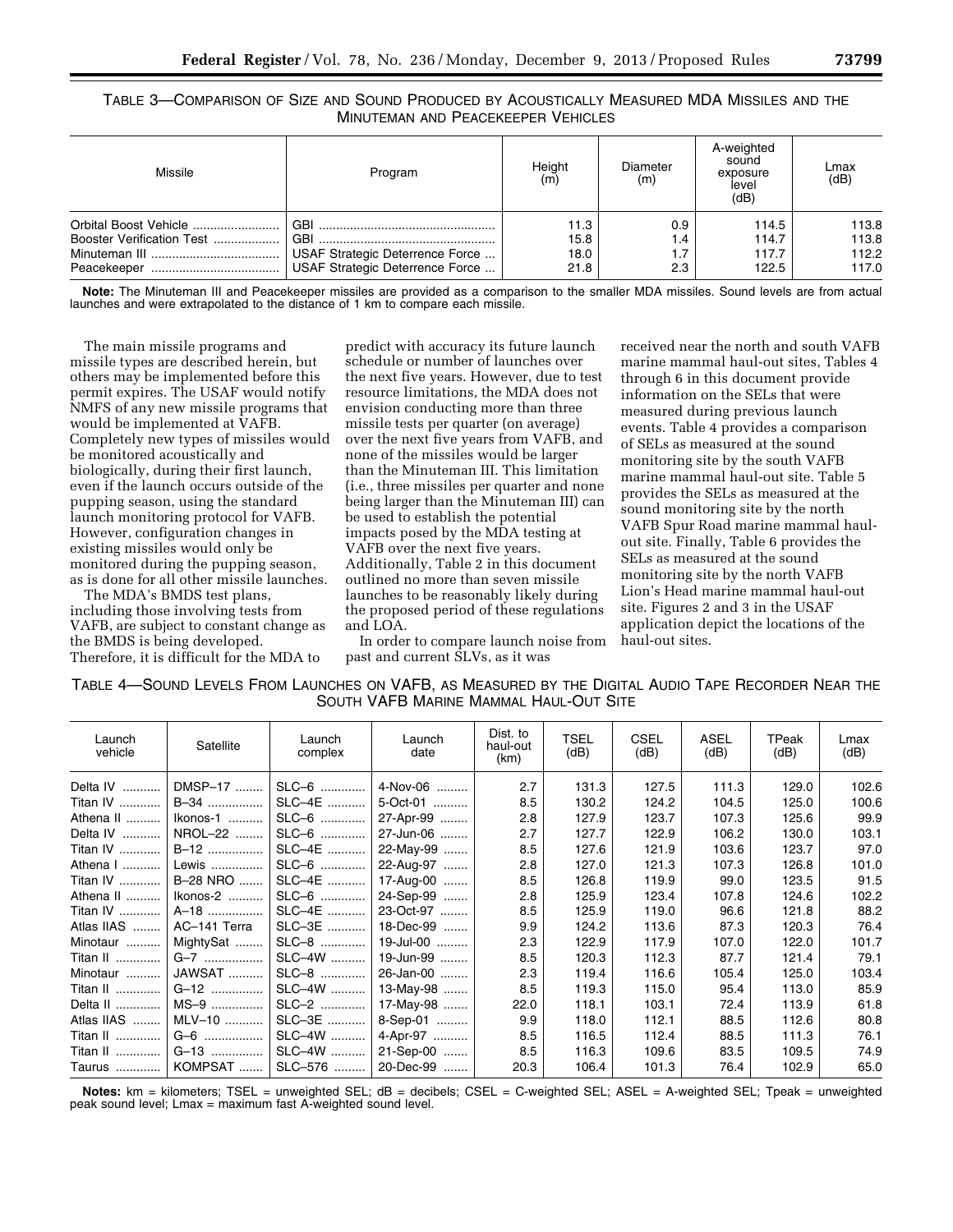TABLE 3—COMPARISON OF SIZE AND SOUND PRODUCED BY ACOUSTICALLY MEASURED MDA MISSILES AND THE MINUTEMAN AND PEACEKEEPER VEHICLES

| Missile | Program | Height (m) | Diameter (m) | A-weighted sound exposure level (dB) | Lmax (dB) |
|---|---|---|---|---|---|
| Orbital Boost Vehicle | GBI | 11.3 | 0.9 | 114.5 | 113.8 |
| Booster Verification Test | GBI | 15.8 | 1.4 | 114.7 | 113.8 |
| Minuteman III | USAF Strategic Deterrence Force | 18.0 | 1.7 | 117.7 | 112.2 |
| Peacekeeper | USAF Strategic Deterrence Force | 21.8 | 2.3 | 122.5 | 117.0 |

**Note:** The Minuteman III and Peacekeeper missiles are provided as a comparison to the smaller MDA missiles. Sound levels are from actual launches and were extrapolated to the distance of 1 km to compare each missile.

The main missile programs and missile types are described herein, but others may be implemented before this permit expires. The USAF would notify NMFS of any new missile programs that would be implemented at VAFB. Completely new types of missiles would be monitored acoustically and biologically, during their first launch, even if the launch occurs outside of the pupping season, using the standard launch monitoring protocol for VAFB. However, configuration changes in existing missiles would only be monitored during the pupping season, as is done for all other missile launches.

The MDA's BMDS test plans, including those involving tests from VAFB, are subject to constant change as the BMDS is being developed. Therefore, it is difficult for the MDA to predict with accuracy its future launch schedule or number of launches over the next five years. However, due to test resource limitations, the MDA does not envision conducting more than three missile tests per quarter (on average) over the next five years from VAFB, and none of the missiles would be larger than the Minuteman III. This limitation (i.e., three missiles per quarter and none being larger than the Minuteman III) can be used to establish the potential impacts posed by the MDA testing at VAFB over the next five years. Additionally, Table 2 in this document outlined no more than seven missile launches to be reasonably likely during the proposed period of these regulations and LOA.

In order to compare launch noise from past and current SLVs, as it was received near the north and south VAFB marine mammal haul-out sites, Tables 4 through 6 in this document provide information on the SELs that were measured during previous launch events. Table 4 provides a comparison of SELs as measured at the sound monitoring site by the south VAFB marine mammal haul-out site. Table 5 provides the SELs as measured at the sound monitoring site by the north VAFB Spur Road marine mammal haul-out site. Finally, Table 6 provides the SELs as measured at the sound monitoring site by the north VAFB Lion's Head marine mammal haul-out site. Figures 2 and 3 in the USAF application depict the locations of the haul-out sites.

TABLE 4—SOUND LEVELS FROM LAUNCHES ON VAFB, AS MEASURED BY THE DIGITAL AUDIO TAPE RECORDER NEAR THE SOUTH VAFB MARINE MAMMAL HAUL-OUT SITE

| Launch vehicle | Satellite | Launch complex | Launch date | Dist. to haul-out (km) | TSEL (dB) | CSEL (dB) | ASEL (dB) | TPeak (dB) | Lmax (dB) |
|---|---|---|---|---|---|---|---|---|---|
| Delta IV | DMSP–17 | SLC–6 | 4-Nov-06 | 2.7 | 131.3 | 127.5 | 111.3 | 129.0 | 102.6 |
| Titan IV | B–34 | SLC–4E | 5-Oct-01 | 8.5 | 130.2 | 124.2 | 104.5 | 125.0 | 100.6 |
| Athena II | Ikonos-1 | SLC–6 | 27-Apr-99 | 2.8 | 127.9 | 123.7 | 107.3 | 125.6 | 99.9 |
| Delta IV | NROL–22 | SLC–6 | 27-Jun-06 | 2.7 | 127.7 | 122.9 | 106.2 | 130.0 | 103.1 |
| Titan IV | B–12 | SLC–4E | 22-May-99 | 8.5 | 127.6 | 121.9 | 103.6 | 123.7 | 97.0 |
| Athena I | Lewis | SLC–6 | 22-Aug-97 | 2.8 | 127.0 | 121.3 | 107.3 | 126.8 | 101.0 |
| Titan IV | B–28 NRO | SLC–4E | 17-Aug-00 | 8.5 | 126.8 | 119.9 | 99.0 | 123.5 | 91.5 |
| Athena II | Ikonos-2 | SLC–6 | 24-Sep-99 | 2.8 | 125.9 | 123.4 | 107.8 | 124.6 | 102.2 |
| Titan IV | A–18 | SLC–4E | 23-Oct-97 | 8.5 | 125.9 | 119.0 | 96.6 | 121.8 | 88.2 |
| Atlas IIAS | AC–141 Terra | SLC–3E | 18-Dec-99 | 9.9 | 124.2 | 113.6 | 87.3 | 120.3 | 76.4 |
| Minotaur | MightySat | SLC–8 | 19-Jul-00 | 2.3 | 122.9 | 117.9 | 107.0 | 122.0 | 101.7 |
| Titan II | G–7 | SLC–4W | 19-Jun-99 | 8.5 | 120.3 | 112.3 | 87.7 | 121.4 | 79.1 |
| Minotaur | JAWSAT | SLC–8 | 26-Jan-00 | 2.3 | 119.4 | 116.6 | 105.4 | 125.0 | 103.4 |
| Titan II | G–12 | SLC–4W | 13-May-98 | 8.5 | 119.3 | 115.0 | 95.4 | 113.0 | 85.9 |
| Delta II | MS–9 | SLC–2 | 17-May-98 | 22.0 | 118.1 | 103.1 | 72.4 | 113.9 | 61.8 |
| Atlas IIAS | MLV–10 | SLC–3E | 8-Sep-01 | 9.9 | 118.0 | 112.1 | 88.5 | 112.6 | 80.8 |
| Titan II | G–6 | SLC–4W | 4-Apr-97 | 8.5 | 116.5 | 112.4 | 88.5 | 111.3 | 76.1 |
| Titan II | G–13 | SLC–4W | 21-Sep-00 | 8.5 | 116.3 | 109.6 | 83.5 | 109.5 | 74.9 |
| Taurus | KOMPSAT | SLC–576 | 20-Dec-99 | 20.3 | 106.4 | 101.3 | 76.4 | 102.9 | 65.0 |

**Notes:** km = kilometers; TSEL = unweighted SEL; dB = decibels; CSEL = C-weighted SEL; ASEL = A-weighted SEL; Tpeak = unweighted peak sound level; Lmax = maximum fast A-weighted sound level.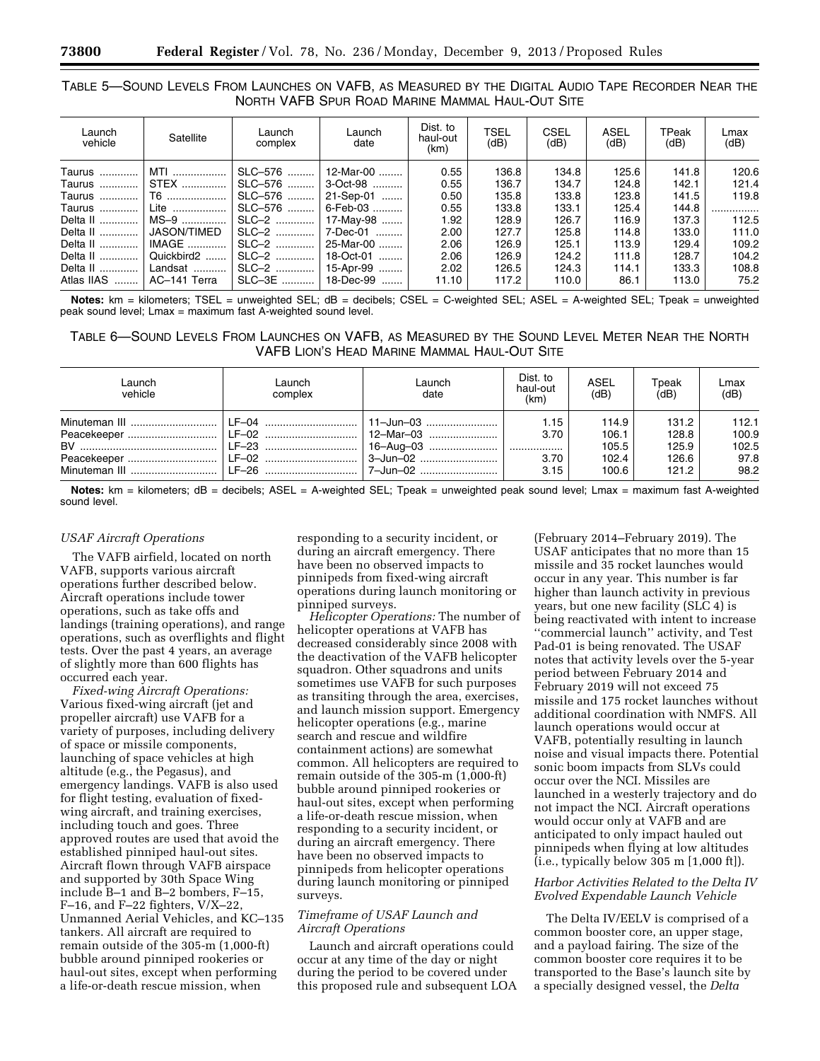TABLE 5—SOUND LEVELS FROM LAUNCHES ON VAFB, AS MEASURED BY THE DIGITAL AUDIO TAPE RECORDER NEAR THE NORTH VAFB SPUR ROAD MARINE MAMMAL HAUL-OUT SITE

| Launch vehicle | Satellite | Launch complex | Launch date | Dist. to haul-out (km) | TSEL (dB) | CSEL (dB) | ASEL (dB) | TPeak (dB) | Lmax (dB) |
|---|---|---|---|---|---|---|---|---|---|
| Taurus | MTI | SLC–576 | 12-Mar-00 | 0.55 | 136.8 | 134.8 | 125.6 | 141.8 | 120.6 |
| Taurus | STEX | SLC–576 | 3-Oct-98 | 0.55 | 136.7 | 134.7 | 124.8 | 142.1 | 121.4 |
| Taurus | T6 | SLC–576 | 21-Sep-01 | 0.50 | 135.8 | 133.8 | 123.8 | 141.5 | 119.8 |
| Taurus | Lite | SLC–576 | 6-Feb-03 | 0.55 | 133.8 | 133.1 | 125.4 | 144.8 | ............... |
| Delta II | MS–9 | SLC–2 | 17-May-98 | 1.92 | 128.9 | 126.7 | 116.9 | 137.3 | 112.5 |
| Delta II | JASON/TIMED | SLC–2 | 7-Dec-01 | 2.00 | 127.7 | 125.8 | 114.8 | 133.0 | 111.0 |
| Delta II | IMAGE | SLC–2 | 25-Mar-00 | 2.06 | 126.9 | 125.1 | 113.9 | 129.4 | 109.2 |
| Delta II | Quickbird2 | SLC–2 | 18-Oct-01 | 2.06 | 126.9 | 124.2 | 111.8 | 128.7 | 104.2 |
| Delta II | Landsat | SLC–2 | 15-Apr-99 | 2.02 | 126.5 | 124.3 | 114.1 | 133.3 | 108.8 |
| Atlas IIAS | AC–141 Terra | SLC–3E | 18-Dec-99 | 11.10 | 117.2 | 110.0 | 86.1 | 113.0 | 75.2 |

**Notes:** km = kilometers; TSEL = unweighted SEL; dB = decibels; CSEL = C-weighted SEL; ASEL = A-weighted SEL; Tpeak = unweighted peak sound level; Lmax = maximum fast A-weighted sound level.

TABLE 6—SOUND LEVELS FROM LAUNCHES ON VAFB, AS MEASURED BY THE SOUND LEVEL METER NEAR THE NORTH VAFB LION'S HEAD MARINE MAMMAL HAUL-OUT SITE

| Launch vehicle | Launch complex | Launch date | Dist. to haul-out (km) | ASEL (dB) | Tpeak (dB) | Lmax (dB) |
|---|---|---|---|---|---|---|
| Minuteman III | LF–04 | 11–Jun–03 | 1.15 | 114.9 | 131.2 | 112.1 |
| Peacekeeper | LF–02 | 12–Mar–03 | 3.70 | 106.1 | 128.8 | 100.9 |
| BV | LF–23 | 16–Aug–03 | ............... | 105.5 | 125.9 | 102.5 |
| Peacekeeper | LF–02 | 3–Jun–02 | 3.70 | 102.4 | 126.6 | 97.8 |
| Minuteman III | LF–26 | 7–Jun–02 | 3.15 | 100.6 | 121.2 | 98.2 |

**Notes:** km = kilometers; dB = decibels; ASEL = A-weighted SEL; Tpeak = unweighted peak sound level; Lmax = maximum fast A-weighted sound level.

*USAF Aircraft Operations*

The VAFB airfield, located on north VAFB, supports various aircraft operations further described below. Aircraft operations include tower operations, such as take offs and landings (training operations), and range operations, such as overflights and flight tests. Over the past 4 years, an average of slightly more than 600 flights has occurred each year.

*Fixed-wing Aircraft Operations:* Various fixed-wing aircraft (jet and propeller aircraft) use VAFB for a variety of purposes, including delivery of space or missile components, launching of space vehicles at high altitude (e.g., the Pegasus), and emergency landings. VAFB is also used for flight testing, evaluation of fixed-wing aircraft, and training exercises, including touch and goes. Three approved routes are used that avoid the established pinniped haul-out sites. Aircraft flown through VAFB airspace and supported by 30th Space Wing include B–1 and B–2 bombers, F–15, F–16, and F–22 fighters, V/X–22, Unmanned Aerial Vehicles, and KC–135 tankers. All aircraft are required to remain outside of the 305-m (1,000-ft) bubble around pinniped rookeries or haul-out sites, except when performing a life-or-death rescue mission, when responding to a security incident, or during an aircraft emergency. There have been no observed impacts to pinnipeds from fixed-wing aircraft operations during launch monitoring or pinniped surveys.

*Helicopter Operations:* The number of helicopter operations at VAFB has decreased considerably since 2008 with the deactivation of the VAFB helicopter squadron. Other squadrons and units sometimes use VAFB for such purposes as transiting through the area, exercises, and launch mission support. Emergency helicopter operations (e.g., marine search and rescue and wildfire containment actions) are somewhat common. All helicopters are required to remain outside of the 305-m (1,000-ft) bubble around pinniped rookeries or haul-out sites, except when performing a life-or-death rescue mission, when responding to a security incident, or during an aircraft emergency. There have been no observed impacts to pinnipeds from helicopter operations during launch monitoring or pinniped surveys.

*Timeframe of USAF Launch and Aircraft Operations*

Launch and aircraft operations could occur at any time of the day or night during the period to be covered under this proposed rule and subsequent LOA (February 2014–February 2019). The USAF anticipates that no more than 15 missile and 35 rocket launches would occur in any year. This number is far higher than launch activity in previous years, but one new facility (SLC 4) is being reactivated with intent to increase ''commercial launch'' activity, and Test Pad-01 is being renovated. The USAF notes that activity levels over the 5-year period between February 2014 and February 2019 will not exceed 75 missile and 175 rocket launches without additional coordination with NMFS. All launch operations would occur at VAFB, potentially resulting in launch noise and visual impacts there. Potential sonic boom impacts from SLVs could occur over the NCI. Missiles are launched in a westerly trajectory and do not impact the NCI. Aircraft operations would occur only at VAFB and are anticipated to only impact hauled out pinnipeds when flying at low altitudes (i.e., typically below 305 m [1,000 ft]).

*Harbor Activities Related to the Delta IV Evolved Expendable Launch Vehicle*

The Delta IV/EELV is comprised of a common booster core, an upper stage, and a payload fairing. The size of the common booster core requires it to be transported to the Base's launch site by a specially designed vessel, the *Delta*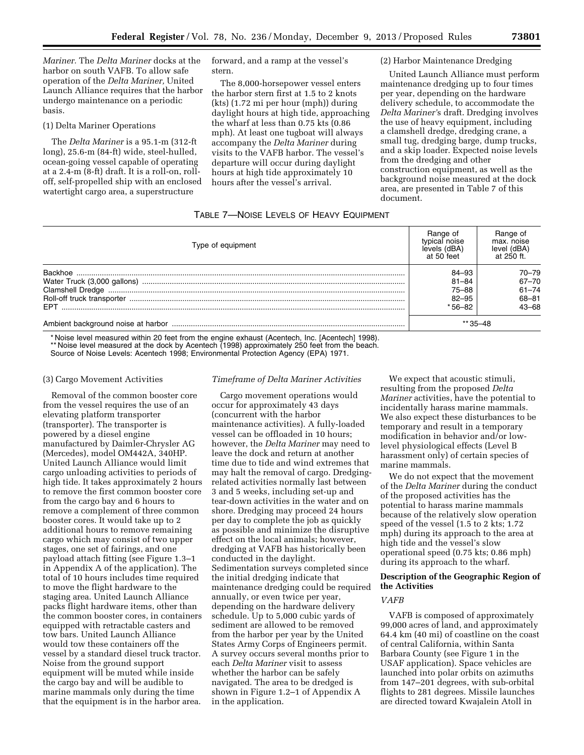*Mariner.* The *Delta Mariner* docks at the harbor on south VAFB. To allow safe operation of the *Delta Mariner,* United Launch Alliance requires that the harbor undergo maintenance on a periodic basis.

(1) Delta Mariner Operations

The *Delta Mariner* is a 95.1-m (312-ft long), 25.6-m (84-ft) wide, steel-hulled, ocean-going vessel capable of operating at a 2.4-m (8-ft) draft. It is a roll-on, roll-off, self-propelled ship with an enclosed watertight cargo area, a superstructure forward, and a ramp at the vessel's stern.

The 8,000-horsepower vessel enters the harbor stern first at 1.5 to 2 knots (kts) (1.72 mi per hour (mph)) during daylight hours at high tide, approaching the wharf at less than 0.75 kts (0.86 mph). At least one tugboat will always accompany the *Delta Mariner* during visits to the VAFB harbor. The vessel's departure will occur during daylight hours at high tide approximately 10 hours after the vessel's arrival.

(2) Harbor Maintenance Dredging

United Launch Alliance must perform maintenance dredging up to four times per year, depending on the hardware delivery schedule, to accommodate the *Delta Mariner's* draft. Dredging involves the use of heavy equipment, including a clamshell dredge, dredging crane, a small tug, dredging barge, dump trucks, and a skip loader. Expected noise levels from the dredging and other construction equipment, as well as the background noise measured at the dock area, are presented in Table 7 of this document.

TABLE 7—NOISE LEVELS OF HEAVY EQUIPMENT

| Type of equipment | Range of typical noise levels (dBA) at 50 feet | Range of max. noise level (dBA) at 250 ft. |
|---|---|---|
| Backhoe | 84–93 | 70–79 |
| Water Truck (3,000 gallons) | 81–84 | 67–70 |
| Clamshell Dredge | 75–88 | 61–74 |
| Roll-off truck transporter | 82–95 | 68–81 |
| EPT | *56–82 | 43–68 |
| Ambient background noise at harbor | **35–48 | |

\* Noise level measured within 20 feet from the engine exhaust (Acentech, Inc. [Acentech] 1998).
\*\* Noise level measured at the dock by Acentech (1998) approximately 250 feet from the beach.
Source of Noise Levels: Acentech 1998; Environmental Protection Agency (EPA) 1971.

(3) Cargo Movement Activities

Removal of the common booster core from the vessel requires the use of an elevating platform transporter (transporter). The transporter is powered by a diesel engine manufactured by Daimler-Chrysler AG (Mercedes), model OM442A, 340HP. United Launch Alliance would limit cargo unloading activities to periods of high tide. It takes approximately 2 hours to remove the first common booster core from the cargo bay and 6 hours to remove a complement of three common booster cores. It would take up to 2 additional hours to remove remaining cargo which may consist of two upper stages, one set of fairings, and one payload attach fitting (see Figure 1.3–1 in Appendix A of the application). The total of 10 hours includes time required to move the flight hardware to the staging area. United Launch Alliance packs flight hardware items, other than the common booster cores, in containers equipped with retractable casters and tow bars. United Launch Alliance would tow these containers off the vessel by a standard diesel truck tractor. Noise from the ground support equipment will be muted while inside the cargo bay and will be audible to marine mammals only during the time that the equipment is in the harbor area.

*Timeframe of Delta Mariner Activities*

Cargo movement operations would occur for approximately 43 days (concurrent with the harbor maintenance activities). A fully-loaded vessel can be offloaded in 10 hours; however, the *Delta Mariner* may need to leave the dock and return at another time due to tide and wind extremes that may halt the removal of cargo. Dredging-related activities normally last between 3 and 5 weeks, including set-up and tear-down activities in the water and on shore. Dredging may proceed 24 hours per day to complete the job as quickly as possible and minimize the disruptive effect on the local animals; however, dredging at VAFB has historically been conducted in the daylight. Sedimentation surveys completed since the initial dredging indicate that maintenance dredging could be required annually, or even twice per year, depending on the hardware delivery schedule. Up to 5,000 cubic yards of sediment are allowed to be removed from the harbor per year by the United States Army Corps of Engineers permit. A survey occurs several months prior to each *Delta Mariner* visit to assess whether the harbor can be safely navigated. The area to be dredged is shown in Figure 1.2–1 of Appendix A in the application.

We expect that acoustic stimuli, resulting from the proposed *Delta Mariner* activities, have the potential to incidentally harass marine mammals. We also expect these disturbances to be temporary and result in a temporary modification in behavior and/or low-level physiological effects (Level B harassment only) of certain species of marine mammals.

We do not expect that the movement of the *Delta Mariner* during the conduct of the proposed activities has the potential to harass marine mammals because of the relatively slow operation speed of the vessel (1.5 to 2 kts; 1.72 mph) during its approach to the area at high tide and the vessel's slow operational speed (0.75 kts; 0.86 mph) during its approach to the wharf.

## Description of the Geographic Region of the Activities

### *VAFB*

VAFB is composed of approximately 99,000 acres of land, and approximately 64.4 km (40 mi) of coastline on the coast of central California, within Santa Barbara County (see Figure 1 in the USAF application). Space vehicles are launched into polar orbits on azimuths from 147–201 degrees, with sub-orbital flights to 281 degrees. Missile launches are directed toward Kwajalein Atoll in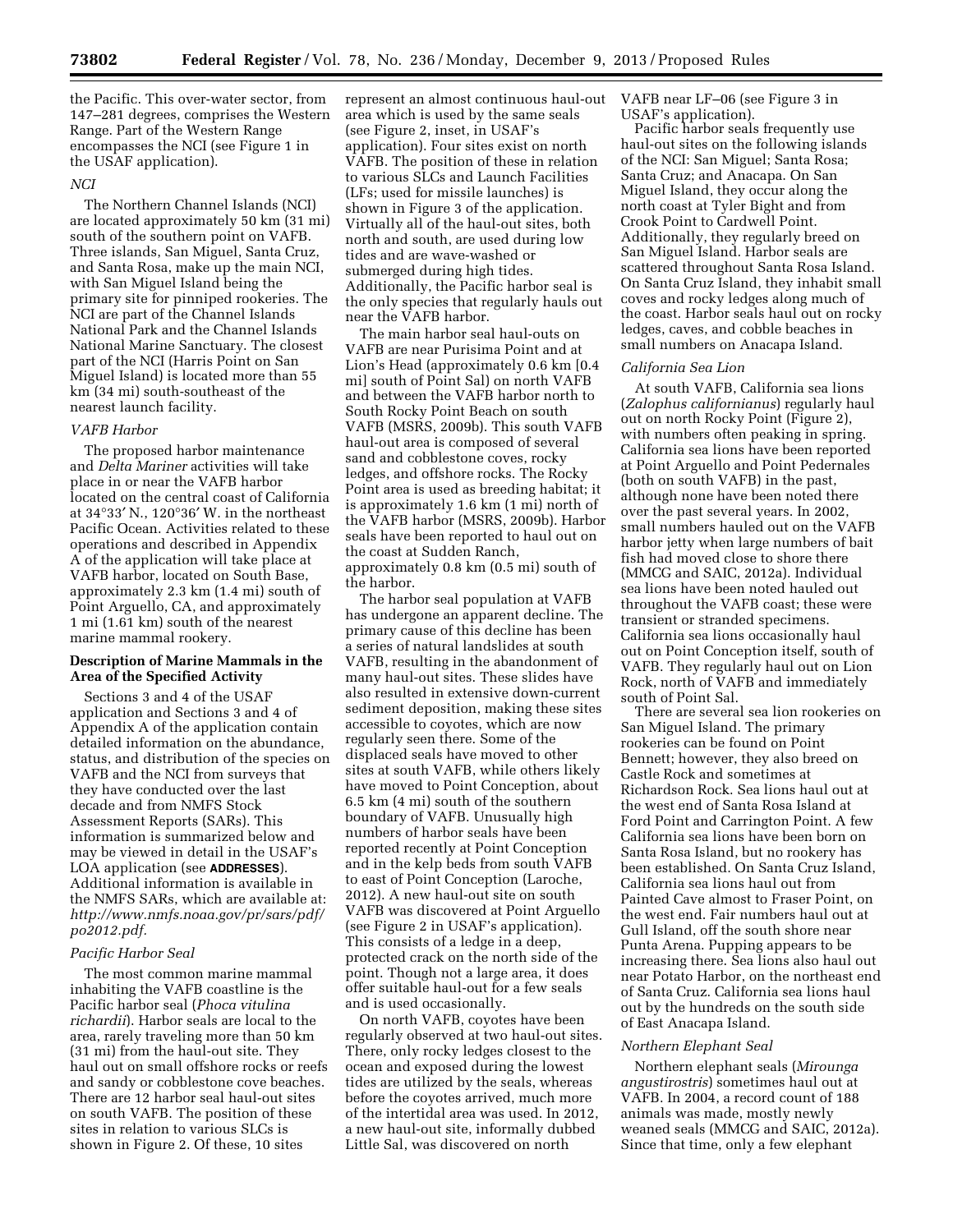the Pacific. This over-water sector, from 147–281 degrees, comprises the Western Range. Part of the Western Range encompasses the NCI (see Figure 1 in the USAF application).

*NCI*

The Northern Channel Islands (NCI) are located approximately 50 km (31 mi) south of the southern point on VAFB. Three islands, San Miguel, Santa Cruz, and Santa Rosa, make up the main NCI, with San Miguel Island being the primary site for pinniped rookeries. The NCI are part of the Channel Islands National Park and the Channel Islands National Marine Sanctuary. The closest part of the NCI (Harris Point on San Miguel Island) is located more than 55 km (34 mi) south-southeast of the nearest launch facility.

*VAFB Harbor*

The proposed harbor maintenance and *Delta Mariner* activities will take place in or near the VAFB harbor located on the central coast of California at 34°33′ N., 120°36′ W. in the northeast Pacific Ocean. Activities related to these operations and described in Appendix A of the application will take place at VAFB harbor, located on South Base, approximately 2.3 km (1.4 mi) south of Point Arguello, CA, and approximately 1 mi (1.61 km) south of the nearest marine mammal rookery.

**Description of Marine Mammals in the Area of the Specified Activity**

Sections 3 and 4 of the USAF application and Sections 3 and 4 of Appendix A of the application contain detailed information on the abundance, status, and distribution of the species on VAFB and the NCI from surveys that they have conducted over the last decade and from NMFS Stock Assessment Reports (SARs). This information is summarized below and may be viewed in detail in the USAF's LOA application (see **ADDRESSES**). Additional information is available in the NMFS SARs, which are available at: *http://www.nmfs.noaa.gov/pr/sars/pdf/po2012.pdf.*

*Pacific Harbor Seal*

The most common marine mammal inhabiting the VAFB coastline is the Pacific harbor seal (*Phoca vitulina richardii*). Harbor seals are local to the area, rarely traveling more than 50 km (31 mi) from the haul-out site. They haul out on small offshore rocks or reefs and sandy or cobblestone cove beaches. There are 12 harbor seal haul-out sites on south VAFB. The position of these sites in relation to various SLCs is shown in Figure 2. Of these, 10 sites represent an almost continuous haul-out area which is used by the same seals (see Figure 2, inset, in USAF's application). Four sites exist on north VAFB. The position of these in relation to various SLCs and Launch Facilities (LFs; used for missile launches) is shown in Figure 3 of the application. Virtually all of the haul-out sites, both north and south, are used during low tides and are wave-washed or submerged during high tides. Additionally, the Pacific harbor seal is the only species that regularly hauls out near the VAFB harbor.

The main harbor seal haul-outs on VAFB are near Purisima Point and at Lion's Head (approximately 0.6 km [0.4 mi] south of Point Sal) on north VAFB and between the VAFB harbor north to South Rocky Point Beach on south VAFB (MSRS, 2009b). This south VAFB haul-out area is composed of several sand and cobblestone coves, rocky ledges, and offshore rocks. The Rocky Point area is used as breeding habitat; it is approximately 1.6 km (1 mi) north of the VAFB harbor (MSRS, 2009b). Harbor seals have been reported to haul out on the coast at Sudden Ranch, approximately 0.8 km (0.5 mi) south of the harbor.

The harbor seal population at VAFB has undergone an apparent decline. The primary cause of this decline has been a series of natural landslides at south VAFB, resulting in the abandonment of many haul-out sites. These slides have also resulted in extensive down-current sediment deposition, making these sites accessible to coyotes, which are now regularly seen there. Some of the displaced seals have moved to other sites at south VAFB, while others likely have moved to Point Conception, about 6.5 km (4 mi) south of the southern boundary of VAFB. Unusually high numbers of harbor seals have been reported recently at Point Conception and in the kelp beds from south VAFB to east of Point Conception (Laroche, 2012). A new haul-out site on south VAFB was discovered at Point Arguello (see Figure 2 in USAF's application). This consists of a ledge in a deep, protected crack on the north side of the point. Though not a large area, it does offer suitable haul-out for a few seals and is used occasionally.

On north VAFB, coyotes have been regularly observed at two haul-out sites. There, only rocky ledges closest to the ocean and exposed during the lowest tides are utilized by the seals, whereas before the coyotes arrived, much more of the intertidal area was used. In 2012, a new haul-out site, informally dubbed Little Sal, was discovered on north VAFB near LF–06 (see Figure 3 in USAF's application).

Pacific harbor seals frequently use haul-out sites on the following islands of the NCI: San Miguel; Santa Rosa; Santa Cruz; and Anacapa. On San Miguel Island, they occur along the north coast at Tyler Bight and from Crook Point to Cardwell Point. Additionally, they regularly breed on San Miguel Island. Harbor seals are scattered throughout Santa Rosa Island. On Santa Cruz Island, they inhabit small coves and rocky ledges along much of the coast. Harbor seals haul out on rocky ledges, caves, and cobble beaches in small numbers on Anacapa Island.

*California Sea Lion*

At south VAFB, California sea lions (*Zalophus californianus*) regularly haul out on north Rocky Point (Figure 2), with numbers often peaking in spring. California sea lions have been reported at Point Arguello and Point Pedernales (both on south VAFB) in the past, although none have been noted there over the past several years. In 2002, small numbers hauled out on the VAFB harbor jetty when large numbers of bait fish had moved close to shore there (MMCG and SAIC, 2012a). Individual sea lions have been noted hauled out throughout the VAFB coast; these were transient or stranded specimens. California sea lions occasionally haul out on Point Conception itself, south of VAFB. They regularly haul out on Lion Rock, north of VAFB and immediately south of Point Sal.

There are several sea lion rookeries on San Miguel Island. The primary rookeries can be found on Point Bennett; however, they also breed on Castle Rock and sometimes at Richardson Rock. Sea lions haul out at the west end of Santa Rosa Island at Ford Point and Carrington Point. A few California sea lions have been born on Santa Rosa Island, but no rookery has been established. On Santa Cruz Island, California sea lions haul out from Painted Cave almost to Fraser Point, on the west end. Fair numbers haul out at Gull Island, off the south shore near Punta Arena. Pupping appears to be increasing there. Sea lions also haul out near Potato Harbor, on the northeast end of Santa Cruz. California sea lions haul out by the hundreds on the south side of East Anacapa Island.

*Northern Elephant Seal*

Northern elephant seals (*Mirounga angustirostris*) sometimes haul out at VAFB. In 2004, a record count of 188 animals was made, mostly newly weaned seals (MMCG and SAIC, 2012a). Since that time, only a few elephant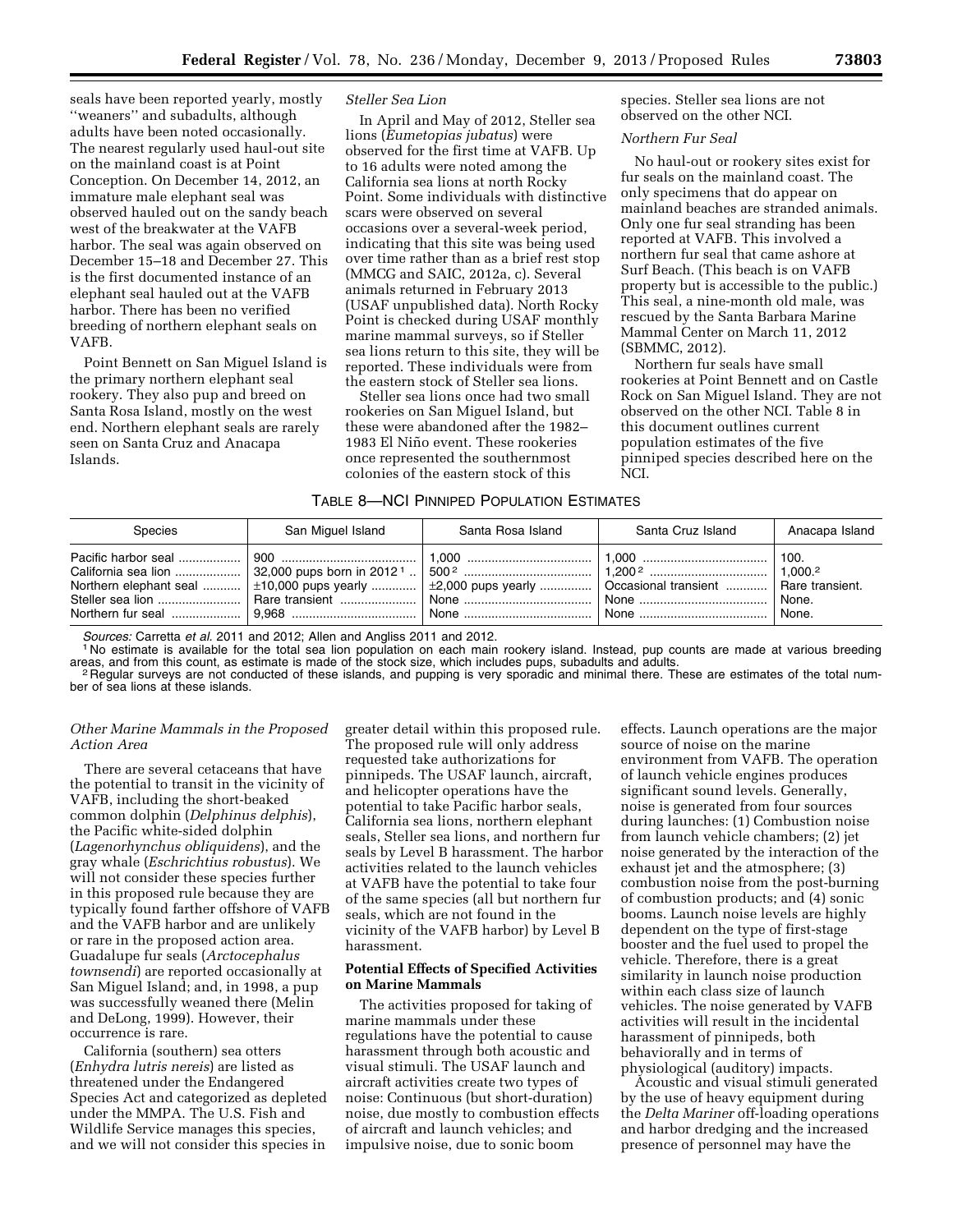seals have been reported yearly, mostly ''weaners'' and subadults, although adults have been noted occasionally. The nearest regularly used haul-out site on the mainland coast is at Point Conception. On December 14, 2012, an immature male elephant seal was observed hauled out on the sandy beach west of the breakwater at the VAFB harbor. The seal was again observed on December 15–18 and December 27. This is the first documented instance of an elephant seal hauled out at the VAFB harbor. There has been no verified breeding of northern elephant seals on VAFB.

Point Bennett on San Miguel Island is the primary northern elephant seal rookery. They also pup and breed on Santa Rosa Island, mostly on the west end. Northern elephant seals are rarely seen on Santa Cruz and Anacapa Islands.

*Steller Sea Lion*

In April and May of 2012, Steller sea lions (*Eumetopias jubatus*) were observed for the first time at VAFB. Up to 16 adults were noted among the California sea lions at north Rocky Point. Some individuals with distinctive scars were observed on several occasions over a several-week period, indicating that this site was being used over time rather than as a brief rest stop (MMCG and SAIC, 2012a, c). Several animals returned in February 2013 (USAF unpublished data). North Rocky Point is checked during USAF monthly marine mammal surveys, so if Steller sea lions return to this site, they will be reported. These individuals were from the eastern stock of Steller sea lions.

Steller sea lions once had two small rookeries on San Miguel Island, but these were abandoned after the 1982–1983 El Niño event. These rookeries once represented the southernmost colonies of the eastern stock of this species. Steller sea lions are not observed on the other NCI.

*Northern Fur Seal*

No haul-out or rookery sites exist for fur seals on the mainland coast. The only specimens that do appear on mainland beaches are stranded animals. Only one fur seal stranding has been reported at VAFB. This involved a northern fur seal that came ashore at Surf Beach. (This beach is on VAFB property but is accessible to the public.) This seal, a nine-month old male, was rescued by the Santa Barbara Marine Mammal Center on March 11, 2012 (SBMMC, 2012).

Northern fur seals have small rookeries at Point Bennett and on Castle Rock on San Miguel Island. They are not observed on the other NCI. Table 8 in this document outlines current population estimates of the five pinniped species described here on the NCI.

TABLE 8—NCI PINNIPED POPULATION ESTIMATES

| Species | San Miguel Island | Santa Rosa Island | Santa Cruz Island | Anacapa Island |
|---|---|---|---|---|
| Pacific harbor seal | 900 | 1,000 | 1,000 | 100. |
| California sea lion | 32,000 pups born in 2012 [1] | 500 [2] | 1,200 [2] | 1,000.[2] |
| Northern elephant seal | ±10,000 pups yearly | ±2,000 pups yearly | Occasional transient | Rare transient. |
| Steller sea lion | Rare transient | None | None | None. |
| Northern fur seal | 9,968 | None | None | None. |

*Sources:* Carretta *et al.* 2011 and 2012; Allen and Angliss 2011 and 2012.

[1] No estimate is available for the total sea lion population on each main rookery island. Instead, pup counts are made at various breeding areas, and from this count, as estimate is made of the stock size, which includes pups, subadults and adults.

[2] Regular surveys are not conducted of these islands, and pupping is very sporadic and minimal there. These are estimates of the total number of sea lions at these islands.

*Other Marine Mammals in the Proposed Action Area*

There are several cetaceans that have the potential to transit in the vicinity of VAFB, including the short-beaked common dolphin (*Delphinus delphis*), the Pacific white-sided dolphin (*Lagenorhynchus obliquidens*), and the gray whale (*Eschrichtius robustus*). We will not consider these species further in this proposed rule because they are typically found farther offshore of VAFB and the VAFB harbor and are unlikely or rare in the proposed action area. Guadalupe fur seals (*Arctocephalus townsendi*) are reported occasionally at San Miguel Island; and, in 1998, a pup was successfully weaned there (Melin and DeLong, 1999). However, their occurrence is rare.

California (southern) sea otters (*Enhydra lutris nereis*) are listed as threatened under the Endangered Species Act and categorized as depleted under the MMPA. The U.S. Fish and Wildlife Service manages this species, and we will not consider this species in greater detail within this proposed rule. The proposed rule will only address requested take authorizations for pinnipeds. The USAF launch, aircraft, and helicopter operations have the potential to take Pacific harbor seals, California sea lions, northern elephant seals, Steller sea lions, and northern fur seals by Level B harassment. The harbor activities related to the launch vehicles at VAFB have the potential to take four of the same species (all but northern fur seals, which are not found in the vicinity of the VAFB harbor) by Level B harassment.

**Potential Effects of Specified Activities on Marine Mammals**

The activities proposed for taking of marine mammals under these regulations have the potential to cause harassment through both acoustic and visual stimuli. The USAF launch and aircraft activities create two types of noise: Continuous (but short-duration) noise, due mostly to combustion effects of aircraft and launch vehicles; and impulsive noise, due to sonic boom effects. Launch operations are the major source of noise on the marine environment from VAFB. The operation of launch vehicle engines produces significant sound levels. Generally, noise is generated from four sources during launches: (1) Combustion noise from launch vehicle chambers; (2) jet noise generated by the interaction of the exhaust jet and the atmosphere; (3) combustion noise from the post-burning of combustion products; and (4) sonic booms. Launch noise levels are highly dependent on the type of first-stage booster and the fuel used to propel the vehicle. Therefore, there is a great similarity in launch noise production within each class size of launch vehicles. The noise generated by VAFB activities will result in the incidental harassment of pinnipeds, both behaviorally and in terms of physiological (auditory) impacts.

Acoustic and visual stimuli generated by the use of heavy equipment during the *Delta Mariner* off-loading operations and harbor dredging and the increased presence of personnel may have the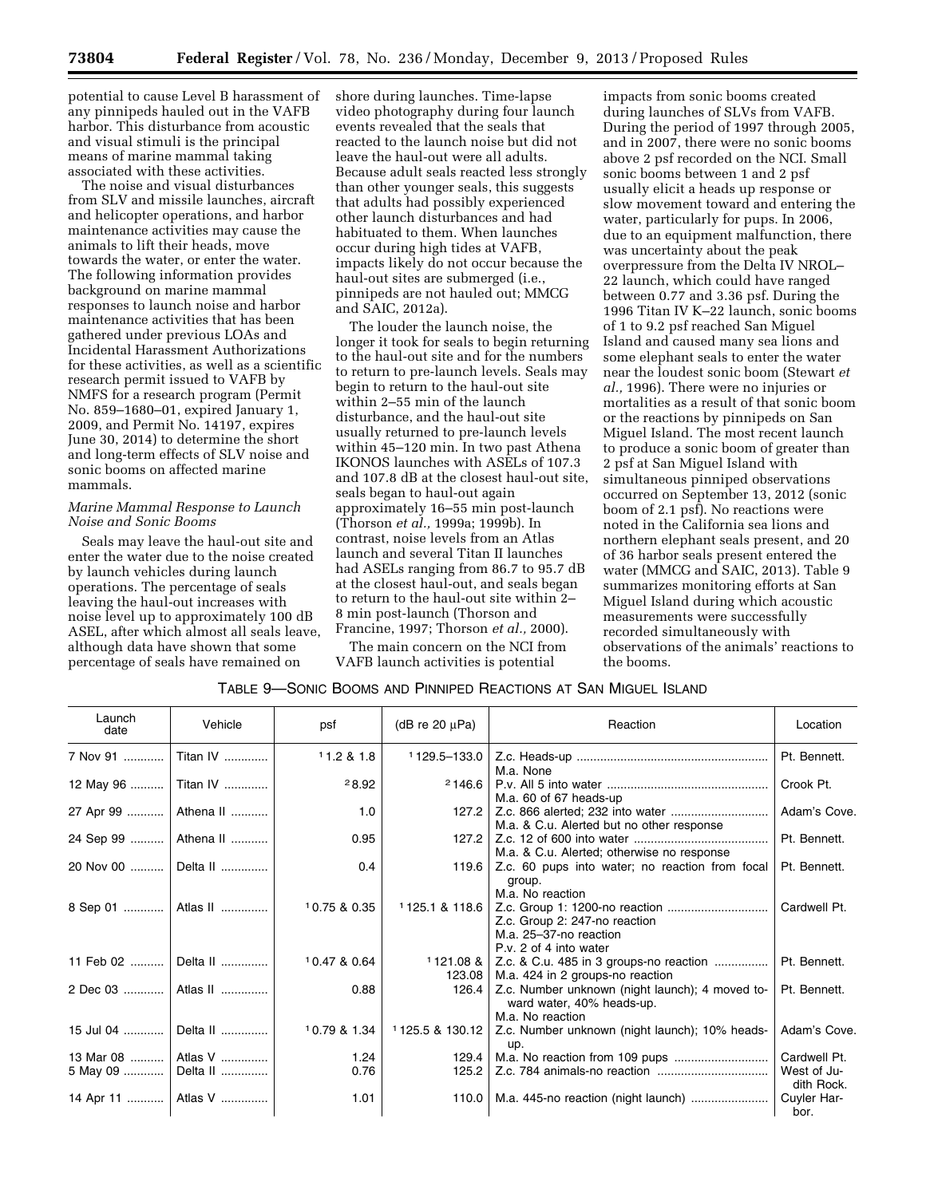potential to cause Level B harassment of any pinnipeds hauled out in the VAFB harbor. This disturbance from acoustic and visual stimuli is the principal means of marine mammal taking associated with these activities.

The noise and visual disturbances from SLV and missile launches, aircraft and helicopter operations, and harbor maintenance activities may cause the animals to lift their heads, move towards the water, or enter the water. The following information provides background on marine mammal responses to launch noise and harbor maintenance activities that has been gathered under previous LOAs and Incidental Harassment Authorizations for these activities, as well as a scientific research permit issued to VAFB by NMFS for a research program (Permit No. 859–1680–01, expired January 1, 2009, and Permit No. 14197, expires June 30, 2014) to determine the short and long-term effects of SLV noise and sonic booms on affected marine mammals.

*Marine Mammal Response to Launch Noise and Sonic Booms*

Seals may leave the haul-out site and enter the water due to the noise created by launch vehicles during launch operations. The percentage of seals leaving the haul-out increases with noise level up to approximately 100 dB ASEL, after which almost all seals leave, although data have shown that some percentage of seals have remained on shore during launches. Time-lapse video photography during four launch events revealed that the seals that reacted to the launch noise but did not leave the haul-out were all adults. Because adult seals reacted less strongly than other younger seals, this suggests that adults had possibly experienced other launch disturbances and had habituated to them. When launches occur during high tides at VAFB, impacts likely do not occur because the haul-out sites are submerged (i.e., pinnipeds are not hauled out; MMCG and SAIC, 2012a).

The louder the launch noise, the longer it took for seals to begin returning to the haul-out site and for the numbers to return to pre-launch levels. Seals may begin to return to the haul-out site within 2–55 min of the launch disturbance, and the haul-out site usually returned to pre-launch levels within 45–120 min. In two past Athena IKONOS launches with ASELs of 107.3 and 107.8 dB at the closest haul-out site, seals began to haul-out again approximately 16–55 min post-launch (Thorson *et al.,* 1999a; 1999b). In contrast, noise levels from an Atlas launch and several Titan II launches had ASELs ranging from 86.7 to 95.7 dB at the closest haul-out, and seals began to return to the haul-out site within 2–8 min post-launch (Thorson and Francine, 1997; Thorson *et al.,* 2000).

The main concern on the NCI from VAFB launch activities is potential impacts from sonic booms created during launches of SLVs from VAFB. During the period of 1997 through 2005, and in 2007, there were no sonic booms above 2 psf recorded on the NCI. Small sonic booms between 1 and 2 psf usually elicit a heads up response or slow movement toward and entering the water, particularly for pups. In 2006, due to an equipment malfunction, there was uncertainty about the peak overpressure from the Delta IV NROL–22 launch, which could have ranged between 0.77 and 3.36 psf. During the 1996 Titan IV K–22 launch, sonic booms of 1 to 9.2 psf reached San Miguel Island and caused many sea lions and some elephant seals to enter the water near the loudest sonic boom (Stewart *et al.,* 1996). There were no injuries or mortalities as a result of that sonic boom or the reactions by pinnipeds on San Miguel Island. The most recent launch to produce a sonic boom of greater than 2 psf at San Miguel Island with simultaneous pinniped observations occurred on September 13, 2012 (sonic boom of 2.1 psf). No reactions were noted in the California sea lions and northern elephant seals present, and 20 of 36 harbor seals present entered the water (MMCG and SAIC, 2013). Table 9 summarizes monitoring efforts at San Miguel Island during which acoustic measurements were successfully recorded simultaneously with observations of the animals' reactions to the booms.

TABLE 9—SONIC BOOMS AND PINNIPED REACTIONS AT SAN MIGUEL ISLAND

| Launch date | Vehicle | psf | (dB re 20 μPa) | Reaction | Location |
|---|---|---|---|---|---|
| 7 Nov 91 | Titan IV | [1] 1.2 & 1.8 | [1] 129.5–133.0 | Z.c. Heads-up<br>M.a. None | Pt. Bennett. |
| 12 May 96 | Titan IV | [2] 8.92 | [2] 146.6 | P.v. All 5 into water<br>M.a. 60 of 67 heads-up | Crook Pt. |
| 27 Apr 99 | Athena II | 1.0 | 127.2 | Z.c. 866 alerted; 232 into water<br>M.a. & C.u. Alerted but no other response | Adam's Cove. |
| 24 Sep 99 | Athena II | 0.95 | 127.2 | Z.c. 12 of 600 into water<br>M.a. & C.u. Alerted; otherwise no response | Pt. Bennett. |
| 20 Nov 00 | Delta II | 0.4 | 119.6 | Z.c. 60 pups into water; no reaction from focal group.<br>M.a. No reaction | Pt. Bennett. |
| 8 Sep 01 | Atlas II | [1] 0.75 & 0.35 | [1] 125.1 & 118.6 | Z.c. Group 1: 1200-no reaction<br>Z.c. Group 2: 247-no reaction<br>M.a. 25–37-no reaction<br>P.v. 2 of 4 into water | Cardwell Pt. |
| 11 Feb 02 | Delta II | [1] 0.47 & 0.64 | [1] 121.08 & 123.08 | Z.c. & C.u. 485 in 3 groups-no reaction<br>M.a. 424 in 2 groups-no reaction | Pt. Bennett. |
| 2 Dec 03 | Atlas II | 0.88 | 126.4 | Z.c. Number unknown (night launch); 4 moved toward water, 40% heads-up.<br>M.a. No reaction | Pt. Bennett. |
| 15 Jul 04 | Delta II | [1] 0.79 & 1.34 | [1] 125.5 & 130.12 | Z.c. Number unknown (night launch); 10% heads-up. | Adam's Cove. |
| 13 Mar 08 | Atlas V | 1.24 | 129.4 | M.a. No reaction from 109 pups | Cardwell Pt. |
| 5 May 09 | Delta II | 0.76 | 125.2 | Z.c. 784 animals-no reaction | West of Judith Rock. |
| 14 Apr 11 | Atlas V | 1.01 | 110.0 | M.a. 445-no reaction (night launch) | Cuyler Harbor. |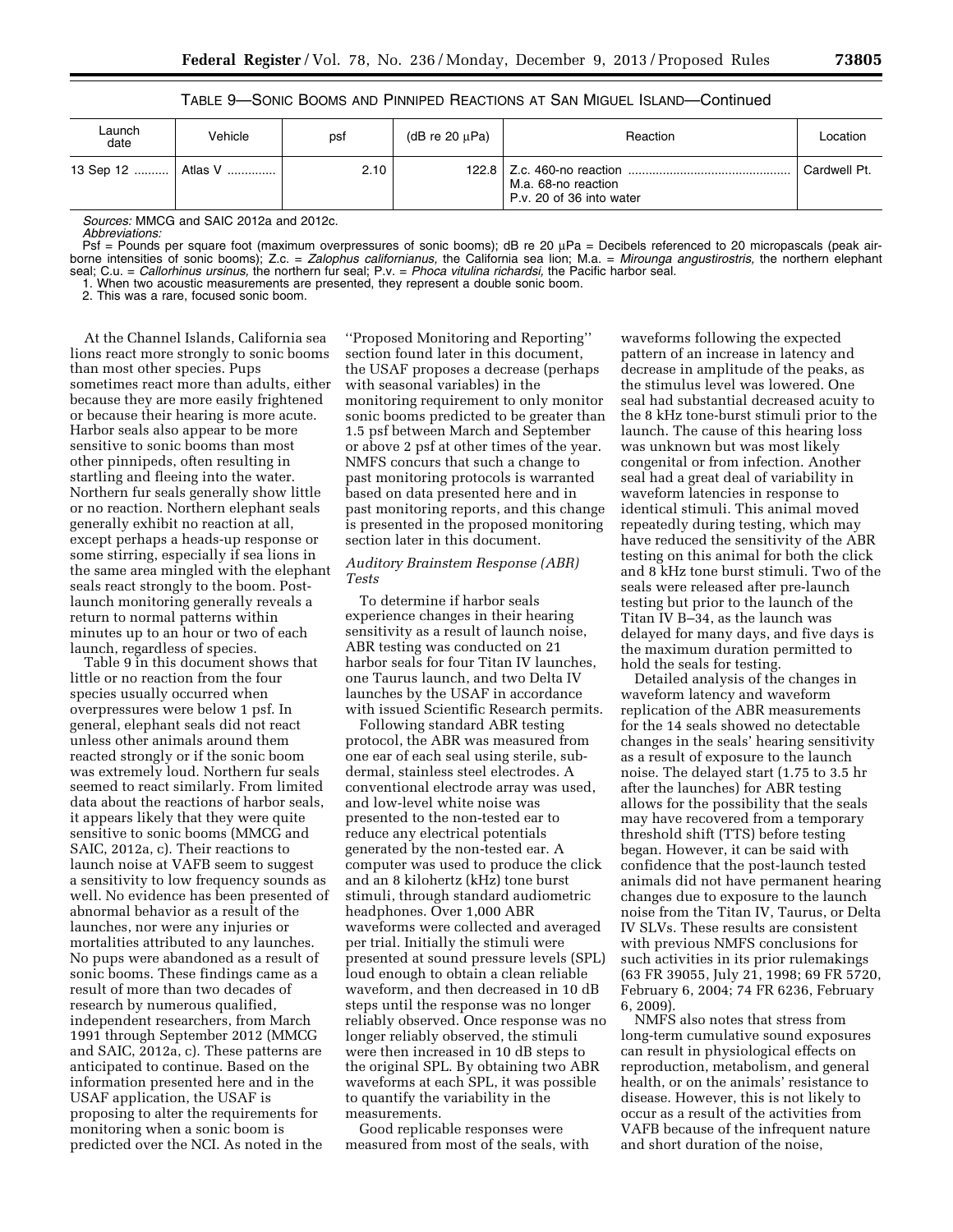TABLE 9—SONIC BOOMS AND PINNIPED REACTIONS AT SAN MIGUEL ISLAND—Continued

| Launch date | Vehicle | psf | (dB re 20 μPa) | Reaction | Location |
|---|---|---|---|---|---|
| 13 Sep 12 | Atlas V | 2.10 | 122.8 | Z.c. 460-no reaction<br>M.a. 68-no reaction<br>P.v. 20 of 36 into water | Cardwell Pt. |

*Sources:* MMCG and SAIC 2012a and 2012c.

*Abbreviations:*

Psf = Pounds per square foot (maximum overpressures of sonic booms); dB re 20 μPa = Decibels referenced to 20 micropascals (peak airborne intensities of sonic booms); Z.c. = *Zalophus californianus,* the California sea lion; M.a. = *Mirounga angustirostris,* the northern elephant seal; C.u. = *Callorhinus ursinus,* the northern fur seal; P.v. = *Phoca vitulina richardsi,* the Pacific harbor seal.

1. When two acoustic measurements are presented, they represent a double sonic boom.
2. This was a rare, focused sonic boom.

At the Channel Islands, California sea lions react more strongly to sonic booms than most other species. Pups sometimes react more than adults, either because they are more easily frightened or because their hearing is more acute. Harbor seals also appear to be more sensitive to sonic booms than most other pinnipeds, often resulting in startling and fleeing into the water. Northern fur seals generally show little or no reaction. Northern elephant seals generally exhibit no reaction at all, except perhaps a heads-up response or some stirring, especially if sea lions in the same area mingled with the elephant seals react strongly to the boom. Post-launch monitoring generally reveals a return to normal patterns within minutes up to an hour or two of each launch, regardless of species.

Table 9 in this document shows that little or no reaction from the four species usually occurred when overpressures were below 1 psf. In general, elephant seals did not react unless other animals around them reacted strongly or if the sonic boom was extremely loud. Northern fur seals seemed to react similarly. From limited data about the reactions of harbor seals, it appears likely that they were quite sensitive to sonic booms (MMCG and SAIC, 2012a, c). Their reactions to launch noise at VAFB seem to suggest a sensitivity to low frequency sounds as well. No evidence has been presented of abnormal behavior as a result of the launches, nor were any injuries or mortalities attributed to any launches. No pups were abandoned as a result of sonic booms. These findings came as a result of more than two decades of research by numerous qualified, independent researchers, from March 1991 through September 2012 (MMCG and SAIC, 2012a, c). These patterns are anticipated to continue. Based on the information presented here and in the USAF application, the USAF is proposing to alter the requirements for monitoring when a sonic boom is predicted over the NCI. As noted in the ''Proposed Monitoring and Reporting'' section found later in this document, the USAF proposes a decrease (perhaps with seasonal variables) in the monitoring requirement to only monitor sonic booms predicted to be greater than 1.5 psf between March and September or above 2 psf at other times of the year. NMFS concurs that such a change to past monitoring protocols is warranted based on data presented here and in past monitoring reports, and this change is presented in the proposed monitoring section later in this document.

*Auditory Brainstem Response (ABR) Tests*

To determine if harbor seals experience changes in their hearing sensitivity as a result of launch noise, ABR testing was conducted on 21 harbor seals for four Titan IV launches, one Taurus launch, and two Delta IV launches by the USAF in accordance with issued Scientific Research permits.

Following standard ABR testing protocol, the ABR was measured from one ear of each seal using sterile, sub-dermal, stainless steel electrodes. A conventional electrode array was used, and low-level white noise was presented to the non-tested ear to reduce any electrical potentials generated by the non-tested ear. A computer was used to produce the click and an 8 kilohertz (kHz) tone burst stimuli, through standard audiometric headphones. Over 1,000 ABR waveforms were collected and averaged per trial. Initially the stimuli were presented at sound pressure levels (SPL) loud enough to obtain a clean reliable waveform, and then decreased in 10 dB steps until the response was no longer reliably observed. Once response was no longer reliably observed, the stimuli were then increased in 10 dB steps to the original SPL. By obtaining two ABR waveforms at each SPL, it was possible to quantify the variability in the measurements.

Good replicable responses were measured from most of the seals, with waveforms following the expected pattern of an increase in latency and decrease in amplitude of the peaks, as the stimulus level was lowered. One seal had substantial decreased acuity to the 8 kHz tone-burst stimuli prior to the launch. The cause of this hearing loss was unknown but was most likely congenital or from infection. Another seal had a great deal of variability in waveform latencies in response to identical stimuli. This animal moved repeatedly during testing, which may have reduced the sensitivity of the ABR testing on this animal for both the click and 8 kHz tone burst stimuli. Two of the seals were released after pre-launch testing but prior to the launch of the Titan IV B–34, as the launch was delayed for many days, and five days is the maximum duration permitted to hold the seals for testing.

Detailed analysis of the changes in waveform latency and waveform replication of the ABR measurements for the 14 seals showed no detectable changes in the seals' hearing sensitivity as a result of exposure to the launch noise. The delayed start (1.75 to 3.5 hr after the launches) for ABR testing allows for the possibility that the seals may have recovered from a temporary threshold shift (TTS) before testing began. However, it can be said with confidence that the post-launch tested animals did not have permanent hearing changes due to exposure to the launch noise from the Titan IV, Taurus, or Delta IV SLVs. These results are consistent with previous NMFS conclusions for such activities in its prior rulemakings (63 FR 39055, July 21, 1998; 69 FR 5720, February 6, 2004; 74 FR 6236, February 6, 2009).

NMFS also notes that stress from long-term cumulative sound exposures can result in physiological effects on reproduction, metabolism, and general health, or on the animals' resistance to disease. However, this is not likely to occur as a result of the activities from VAFB because of the infrequent nature and short duration of the noise,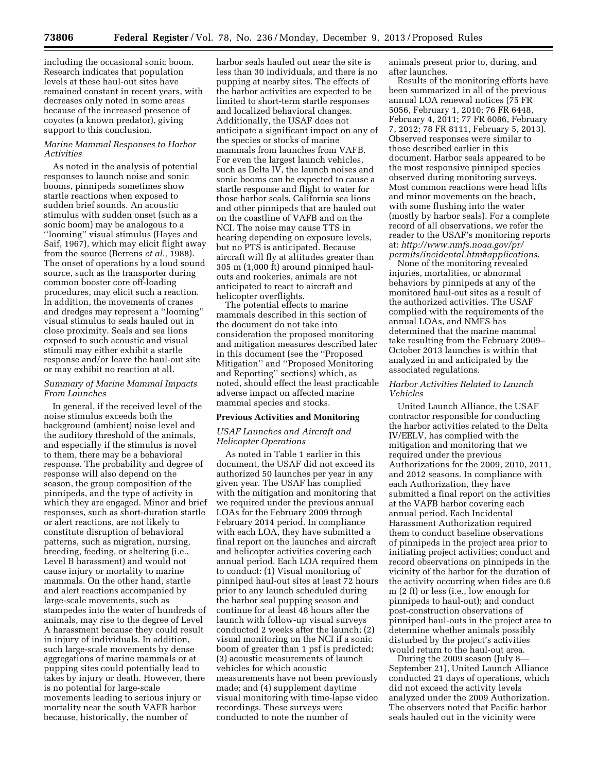including the occasional sonic boom. Research indicates that population levels at these haul-out sites have remained constant in recent years, with decreases only noted in some areas because of the increased presence of coyotes (a known predator), giving support to this conclusion.

*Marine Mammal Responses to Harbor Activities*

As noted in the analysis of potential responses to launch noise and sonic booms, pinnipeds sometimes show startle reactions when exposed to sudden brief sounds. An acoustic stimulus with sudden onset (such as a sonic boom) may be analogous to a ''looming'' visual stimulus (Hayes and Saif, 1967), which may elicit flight away from the source (Berrens *et al.,* 1988). The onset of operations by a loud sound source, such as the transporter during common booster core off-loading procedures, may elicit such a reaction. In addition, the movements of cranes and dredges may represent a ''looming'' visual stimulus to seals hauled out in close proximity. Seals and sea lions exposed to such acoustic and visual stimuli may either exhibit a startle response and/or leave the haul-out site or may exhibit no reaction at all.

*Summary of Marine Mammal Impacts From Launches*

In general, if the received level of the noise stimulus exceeds both the background (ambient) noise level and the auditory threshold of the animals, and especially if the stimulus is novel to them, there may be a behavioral response. The probability and degree of response will also depend on the season, the group composition of the pinnipeds, and the type of activity in which they are engaged. Minor and brief responses, such as short-duration startle or alert reactions, are not likely to constitute disruption of behavioral patterns, such as migration, nursing, breeding, feeding, or sheltering (i.e., Level B harassment) and would not cause injury or mortality to marine mammals. On the other hand, startle and alert reactions accompanied by large-scale movements, such as stampedes into the water of hundreds of animals, may rise to the degree of Level A harassment because they could result in injury of individuals. In addition, such large-scale movements by dense aggregations of marine mammals or at pupping sites could potentially lead to takes by injury or death. However, there is no potential for large-scale movements leading to serious injury or mortality near the south VAFB harbor because, historically, the number of harbor seals hauled out near the site is less than 30 individuals, and there is no pupping at nearby sites. The effects of the harbor activities are expected to be limited to short-term startle responses and localized behavioral changes. Additionally, the USAF does not anticipate a significant impact on any of the species or stocks of marine mammals from launches from VAFB. For even the largest launch vehicles, such as Delta IV, the launch noises and sonic booms can be expected to cause a startle response and flight to water for those harbor seals, California sea lions and other pinnipeds that are hauled out on the coastline of VAFB and on the NCI. The noise may cause TTS in hearing depending on exposure levels, but no PTS is anticipated. Because aircraft will fly at altitudes greater than 305 m (1,000 ft) around pinniped haul-outs and rookeries, animals are not anticipated to react to aircraft and helicopter overflights.

The potential effects to marine mammals described in this section of the document do not take into consideration the proposed monitoring and mitigation measures described later in this document (see the ''Proposed Mitigation'' and ''Proposed Monitoring and Reporting'' sections) which, as noted, should effect the least practicable adverse impact on affected marine mammal species and stocks.

## Previous Activities and Monitoring

*USAF Launches and Aircraft and Helicopter Operations*

As noted in Table 1 earlier in this document, the USAF did not exceed its authorized 50 launches per year in any given year. The USAF has complied with the mitigation and monitoring that we required under the previous annual LOAs for the February 2009 through February 2014 period. In compliance with each LOA, they have submitted a final report on the launches and aircraft and helicopter activities covering each annual period. Each LOA required them to conduct: (1) Visual monitoring of pinniped haul-out sites at least 72 hours prior to any launch scheduled during the harbor seal pupping season and continue for at least 48 hours after the launch with follow-up visual surveys conducted 2 weeks after the launch; (2) visual monitoring on the NCI if a sonic boom of greater than 1 psf is predicted; (3) acoustic measurements of launch vehicles for which acoustic measurements have not been previously made; and (4) supplement daytime visual monitoring with time-lapse video recordings. These surveys were conducted to note the number of animals present prior to, during, and after launches.

Results of the monitoring efforts have been summarized in all of the previous annual LOA renewal notices (75 FR 5056, February 1, 2010; 76 FR 6448, February 4, 2011; 77 FR 6086, February 7, 2012; 78 FR 8111, February 5, 2013). Observed responses were similar to those described earlier in this document. Harbor seals appeared to be the most responsive pinniped species observed during monitoring surveys. Most common reactions were head lifts and minor movements on the beach, with some flushing into the water (mostly by harbor seals). For a complete record of all observations, we refer the reader to the USAF's monitoring reports at: *http://www.nmfs.noaa.gov/pr/permits/incidental.htm#applications.*

None of the monitoring revealed injuries, mortalities, or abnormal behaviors by pinnipeds at any of the monitored haul-out sites as a result of the authorized activities. The USAF complied with the requirements of the annual LOAs, and NMFS has determined that the marine mammal take resulting from the February 2009–October 2013 launches is within that analyzed in and anticipated by the associated regulations.

*Harbor Activities Related to Launch Vehicles*

United Launch Alliance, the USAF contractor responsible for conducting the harbor activities related to the Delta IV/EELV, has complied with the mitigation and monitoring that we required under the previous Authorizations for the 2009, 2010, 2011, and 2012 seasons. In compliance with each Authorization, they have submitted a final report on the activities at the VAFB harbor covering each annual period. Each Incidental Harassment Authorization required them to conduct baseline observations of pinnipeds in the project area prior to initiating project activities; conduct and record observations on pinnipeds in the vicinity of the harbor for the duration of the activity occurring when tides are 0.6 m (2 ft) or less (i.e., low enough for pinnipeds to haul-out); and conduct post-construction observations of pinniped haul-outs in the project area to determine whether animals possibly disturbed by the project's activities would return to the haul-out area.

During the 2009 season (July 8—September 21), United Launch Alliance conducted 21 days of operations, which did not exceed the activity levels analyzed under the 2009 Authorization. The observers noted that Pacific harbor seals hauled out in the vicinity were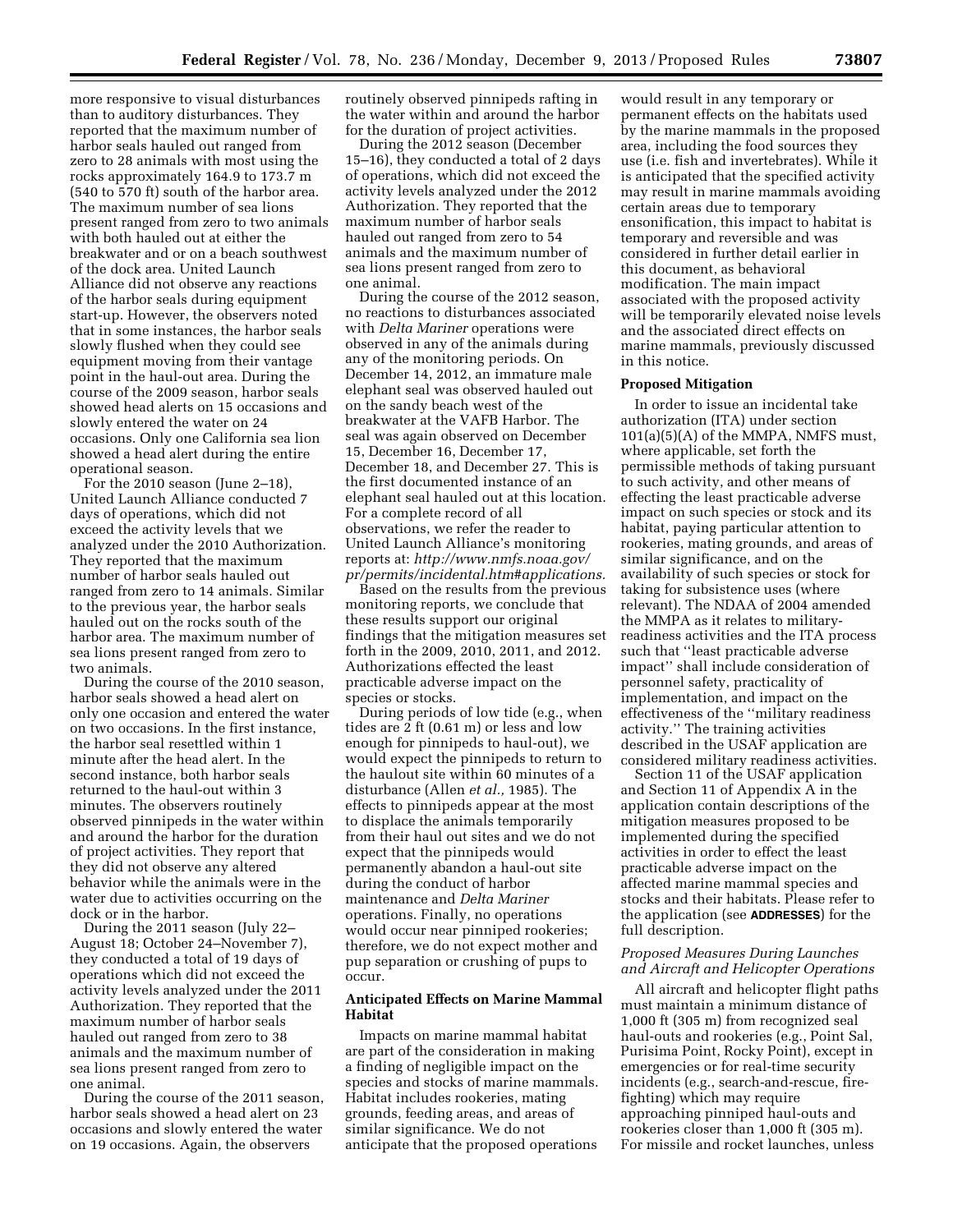more responsive to visual disturbances than to auditory disturbances. They reported that the maximum number of harbor seals hauled out ranged from zero to 28 animals with most using the rocks approximately 164.9 to 173.7 m (540 to 570 ft) south of the harbor area. The maximum number of sea lions present ranged from zero to two animals with both hauled out at either the breakwater and or on a beach southwest of the dock area. United Launch Alliance did not observe any reactions of the harbor seals during equipment start-up. However, the observers noted that in some instances, the harbor seals slowly flushed when they could see equipment moving from their vantage point in the haul-out area. During the course of the 2009 season, harbor seals showed head alerts on 15 occasions and slowly entered the water on 24 occasions. Only one California sea lion showed a head alert during the entire operational season.

For the 2010 season (June 2–18), United Launch Alliance conducted 7 days of operations, which did not exceed the activity levels that we analyzed under the 2010 Authorization. They reported that the maximum number of harbor seals hauled out ranged from zero to 14 animals. Similar to the previous year, the harbor seals hauled out on the rocks south of the harbor area. The maximum number of sea lions present ranged from zero to two animals.

During the course of the 2010 season, harbor seals showed a head alert on only one occasion and entered the water on two occasions. In the first instance, the harbor seal resettled within 1 minute after the head alert. In the second instance, both harbor seals returned to the haul-out within 3 minutes. The observers routinely observed pinnipeds in the water within and around the harbor for the duration of project activities. They report that they did not observe any altered behavior while the animals were in the water due to activities occurring on the dock or in the harbor.

During the 2011 season (July 22–August 18; October 24–November 7), they conducted a total of 19 days of operations which did not exceed the activity levels analyzed under the 2011 Authorization. They reported that the maximum number of harbor seals hauled out ranged from zero to 38 animals and the maximum number of sea lions present ranged from zero to one animal.

During the course of the 2011 season, harbor seals showed a head alert on 23 occasions and slowly entered the water on 19 occasions. Again, the observers routinely observed pinnipeds rafting in the water within and around the harbor for the duration of project activities.

During the 2012 season (December 15–16), they conducted a total of 2 days of operations, which did not exceed the activity levels analyzed under the 2012 Authorization. They reported that the maximum number of harbor seals hauled out ranged from zero to 54 animals and the maximum number of sea lions present ranged from zero to one animal.

During the course of the 2012 season, no reactions to disturbances associated with *Delta Mariner* operations were observed in any of the animals during any of the monitoring periods. On December 14, 2012, an immature male elephant seal was observed hauled out on the sandy beach west of the breakwater at the VAFB Harbor. The seal was again observed on December 15, December 16, December 17, December 18, and December 27. This is the first documented instance of an elephant seal hauled out at this location. For a complete record of all observations, we refer the reader to United Launch Alliance's monitoring reports at: *http://www.nmfs.noaa.gov/pr/permits/incidental.htm#applications.*

Based on the results from the previous monitoring reports, we conclude that these results support our original findings that the mitigation measures set forth in the 2009, 2010, 2011, and 2012. Authorizations effected the least practicable adverse impact on the species or stocks.

During periods of low tide (e.g., when tides are 2 ft (0.61 m) or less and low enough for pinnipeds to haul-out), we would expect the pinnipeds to return to the haulout site within 60 minutes of a disturbance (Allen *et al.,* 1985). The effects to pinnipeds appear at the most to displace the animals temporarily from their haul out sites and we do not expect that the pinnipeds would permanently abandon a haul-out site during the conduct of harbor maintenance and *Delta Mariner* operations. Finally, no operations would occur near pinniped rookeries; therefore, we do not expect mother and pup separation or crushing of pups to occur.

## Anticipated Effects on Marine Mammal Habitat

Impacts on marine mammal habitat are part of the consideration in making a finding of negligible impact on the species and stocks of marine mammals. Habitat includes rookeries, mating grounds, feeding areas, and areas of similar significance. We do not anticipate that the proposed operations would result in any temporary or permanent effects on the habitats used by the marine mammals in the proposed area, including the food sources they use (i.e. fish and invertebrates). While it is anticipated that the specified activity may result in marine mammals avoiding certain areas due to temporary ensonification, this impact to habitat is temporary and reversible and was considered in further detail earlier in this document, as behavioral modification. The main impact associated with the proposed activity will be temporarily elevated noise levels and the associated direct effects on marine mammals, previously discussed in this notice.

## Proposed Mitigation

In order to issue an incidental take authorization (ITA) under section 101(a)(5)(A) of the MMPA, NMFS must, where applicable, set forth the permissible methods of taking pursuant to such activity, and other means of effecting the least practicable adverse impact on such species or stock and its habitat, paying particular attention to rookeries, mating grounds, and areas of similar significance, and on the availability of such species or stock for taking for subsistence uses (where relevant). The NDAA of 2004 amended the MMPA as it relates to military-readiness activities and the ITA process such that ''least practicable adverse impact'' shall include consideration of personnel safety, practicality of implementation, and impact on the effectiveness of the ''military readiness activity.'' The training activities described in the USAF application are considered military readiness activities.

Section 11 of the USAF application and Section 11 of Appendix A in the application contain descriptions of the mitigation measures proposed to be implemented during the specified activities in order to effect the least practicable adverse impact on the affected marine mammal species and stocks and their habitats. Please refer to the application (see **ADDRESSES**) for the full description.

### *Proposed Measures During Launches and Aircraft and Helicopter Operations*

All aircraft and helicopter flight paths must maintain a minimum distance of 1,000 ft (305 m) from recognized seal haul-outs and rookeries (e.g., Point Sal, Purisima Point, Rocky Point), except in emergencies or for real-time security incidents (e.g., search-and-rescue, fire-fighting) which may require approaching pinniped haul-outs and rookeries closer than 1,000 ft (305 m). For missile and rocket launches, unless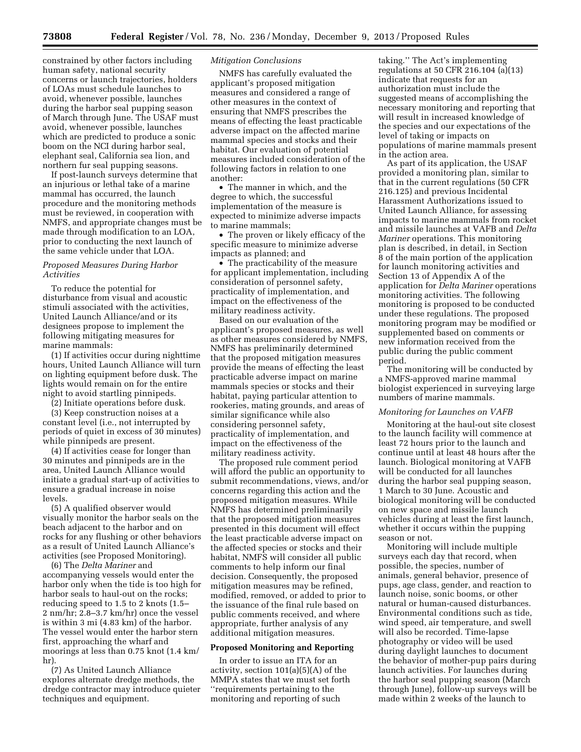constrained by other factors including human safety, national security concerns or launch trajectories, holders of LOAs must schedule launches to avoid, whenever possible, launches during the harbor seal pupping season of March through June. The USAF must avoid, whenever possible, launches which are predicted to produce a sonic boom on the NCI during harbor seal, elephant seal, California sea lion, and northern fur seal pupping seasons.

If post-launch surveys determine that an injurious or lethal take of a marine mammal has occurred, the launch procedure and the monitoring methods must be reviewed, in cooperation with NMFS, and appropriate changes must be made through modification to an LOA, prior to conducting the next launch of the same vehicle under that LOA.

*Proposed Measures During Harbor Activities*

To reduce the potential for disturbance from visual and acoustic stimuli associated with the activities, United Launch Alliance/and or its designees propose to implement the following mitigating measures for marine mammals:

(1) If activities occur during nighttime hours, United Launch Alliance will turn on lighting equipment before dusk. The lights would remain on for the entire night to avoid startling pinnipeds.

(2) Initiate operations before dusk.

(3) Keep construction noises at a constant level (i.e., not interrupted by periods of quiet in excess of 30 minutes) while pinnipeds are present.

(4) If activities cease for longer than 30 minutes and pinnipeds are in the area, United Launch Alliance would initiate a gradual start-up of activities to ensure a gradual increase in noise levels.

(5) A qualified observer would visually monitor the harbor seals on the beach adjacent to the harbor and on rocks for any flushing or other behaviors as a result of United Launch Alliance's activities (see Proposed Monitoring).

(6) The *Delta Mariner* and accompanying vessels would enter the harbor only when the tide is too high for harbor seals to haul-out on the rocks; reducing speed to 1.5 to 2 knots (1.5–2 nm/hr; 2.8–3.7 km/hr) once the vessel is within 3 mi (4.83 km) of the harbor. The vessel would enter the harbor stern first, approaching the wharf and moorings at less than 0.75 knot (1.4 km/hr).

(7) As United Launch Alliance explores alternate dredge methods, the dredge contractor may introduce quieter techniques and equipment.

*Mitigation Conclusions*

NMFS has carefully evaluated the applicant's proposed mitigation measures and considered a range of other measures in the context of ensuring that NMFS prescribes the means of effecting the least practicable adverse impact on the affected marine mammal species and stocks and their habitat. Our evaluation of potential measures included consideration of the following factors in relation to one another:

- The manner in which, and the degree to which, the successful implementation of the measure is expected to minimize adverse impacts to marine mammals;
- The proven or likely efficacy of the specific measure to minimize adverse impacts as planned; and
- The practicability of the measure for applicant implementation, including consideration of personnel safety, practicality of implementation, and impact on the effectiveness of the military readiness activity.

Based on our evaluation of the applicant's proposed measures, as well as other measures considered by NMFS, NMFS has preliminarily determined that the proposed mitigation measures provide the means of effecting the least practicable adverse impact on marine mammals species or stocks and their habitat, paying particular attention to rookeries, mating grounds, and areas of similar significance while also considering personnel safety, practicality of implementation, and impact on the effectiveness of the military readiness activity.

The proposed rule comment period will afford the public an opportunity to submit recommendations, views, and/or concerns regarding this action and the proposed mitigation measures. While NMFS has determined preliminarily that the proposed mitigation measures presented in this document will effect the least practicable adverse impact on the affected species or stocks and their habitat, NMFS will consider all public comments to help inform our final decision. Consequently, the proposed mitigation measures may be refined, modified, removed, or added to prior to the issuance of the final rule based on public comments received, and where appropriate, further analysis of any additional mitigation measures.

**Proposed Monitoring and Reporting**

In order to issue an ITA for an activity, section 101(a)(5)(A) of the MMPA states that we must set forth "requirements pertaining to the monitoring and reporting of such taking." The Act's implementing regulations at 50 CFR 216.104 (a)(13) indicate that requests for an authorization must include the suggested means of accomplishing the necessary monitoring and reporting that will result in increased knowledge of the species and our expectations of the level of taking or impacts on populations of marine mammals present in the action area.

As part of its application, the USAF provided a monitoring plan, similar to that in the current regulations (50 CFR 216.125) and previous Incidental Harassment Authorizations issued to United Launch Alliance, for assessing impacts to marine mammals from rocket and missile launches at VAFB and *Delta Mariner* operations. This monitoring plan is described, in detail, in Section 8 of the main portion of the application for launch monitoring activities and Section 13 of Appendix A of the application for *Delta Mariner* operations monitoring activities. The following monitoring is proposed to be conducted under these regulations. The proposed monitoring program may be modified or supplemented based on comments or new information received from the public during the public comment period.

The monitoring will be conducted by a NMFS-approved marine mammal biologist experienced in surveying large numbers of marine mammals.

*Monitoring for Launches on VAFB*

Monitoring at the haul-out site closest to the launch facility will commence at least 72 hours prior to the launch and continue until at least 48 hours after the launch. Biological monitoring at VAFB will be conducted for all launches during the harbor seal pupping season, 1 March to 30 June. Acoustic and biological monitoring will be conducted on new space and missile launch vehicles during at least the first launch, whether it occurs within the pupping season or not.

Monitoring will include multiple surveys each day that record, when possible, the species, number of animals, general behavior, presence of pups, age class, gender, and reaction to launch noise, sonic booms, or other natural or human-caused disturbances. Environmental conditions such as tide, wind speed, air temperature, and swell will also be recorded. Time-lapse photography or video will be used during daylight launches to document the behavior of mother-pup pairs during launch activities. For launches during the harbor seal pupping season (March through June), follow-up surveys will be made within 2 weeks of the launch to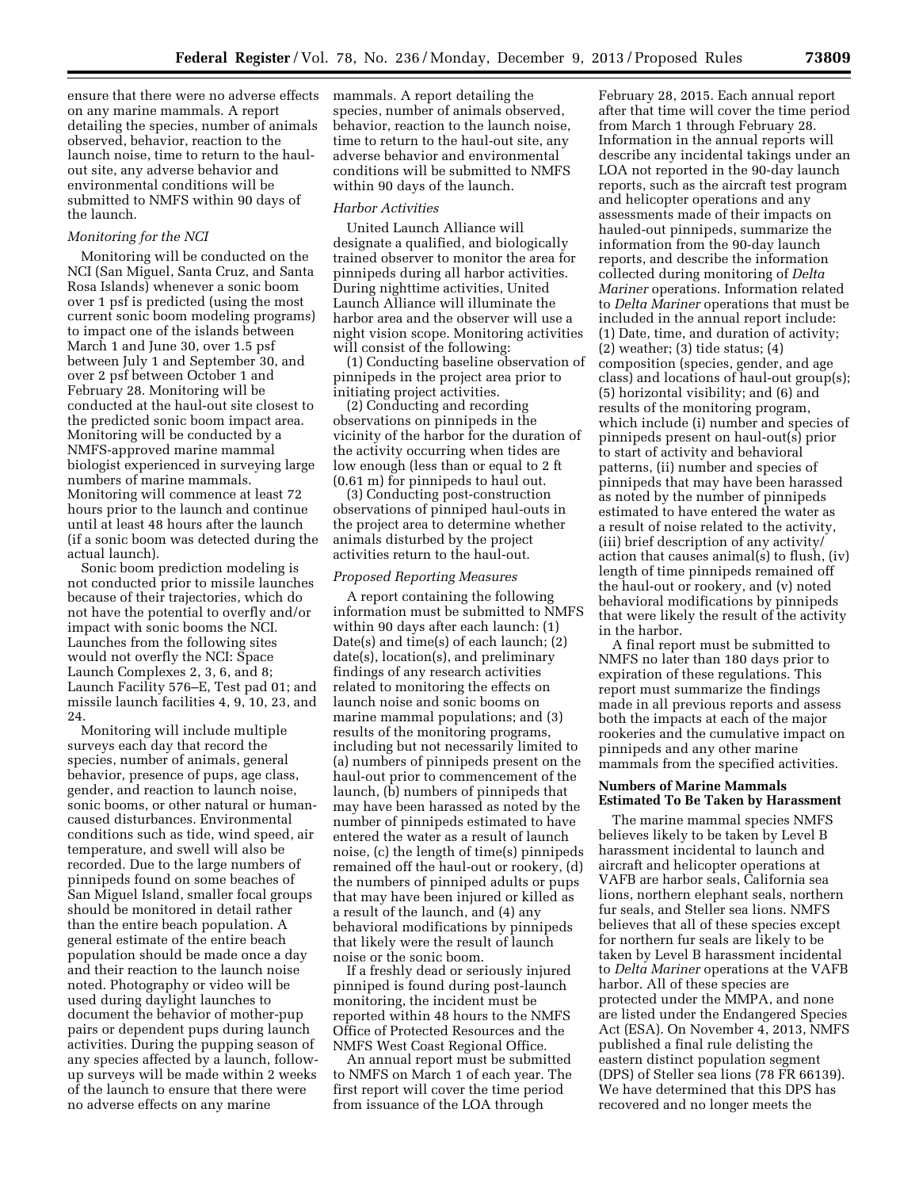ensure that there were no adverse effects on any marine mammals. A report detailing the species, number of animals observed, behavior, reaction to the launch noise, time to return to the haul-out site, any adverse behavior and environmental conditions will be submitted to NMFS within 90 days of the launch.

*Monitoring for the NCI*

Monitoring will be conducted on the NCI (San Miguel, Santa Cruz, and Santa Rosa Islands) whenever a sonic boom over 1 psf is predicted (using the most current sonic boom modeling programs) to impact one of the islands between March 1 and June 30, over 1.5 psf between July 1 and September 30, and over 2 psf between October 1 and February 28. Monitoring will be conducted at the haul-out site closest to the predicted sonic boom impact area. Monitoring will be conducted by a NMFS-approved marine mammal biologist experienced in surveying large numbers of marine mammals. Monitoring will commence at least 72 hours prior to the launch and continue until at least 48 hours after the launch (if a sonic boom was detected during the actual launch).

Sonic boom prediction modeling is not conducted prior to missile launches because of their trajectories, which do not have the potential to overfly and/or impact with sonic booms the NCI. Launches from the following sites would not overfly the NCI: Space Launch Complexes 2, 3, 6, and 8; Launch Facility 576–E, Test pad 01; and missile launch facilities 4, 9, 10, 23, and 24.

Monitoring will include multiple surveys each day that record the species, number of animals, general behavior, presence of pups, age class, gender, and reaction to launch noise, sonic booms, or other natural or human-caused disturbances. Environmental conditions such as tide, wind speed, air temperature, and swell will also be recorded. Due to the large numbers of pinnipeds found on some beaches of San Miguel Island, smaller focal groups should be monitored in detail rather than the entire beach population. A general estimate of the entire beach population should be made once a day and their reaction to the launch noise noted. Photography or video will be used during daylight launches to document the behavior of mother-pup pairs or dependent pups during launch activities. During the pupping season of any species affected by a launch, follow-up surveys will be made within 2 weeks of the launch to ensure that there were no adverse effects on any marine mammals. A report detailing the species, number of animals observed, behavior, reaction to the launch noise, time to return to the haul-out site, any adverse behavior and environmental conditions will be submitted to NMFS within 90 days of the launch.

*Harbor Activities*

United Launch Alliance will designate a qualified, and biologically trained observer to monitor the area for pinnipeds during all harbor activities. During nighttime activities, United Launch Alliance will illuminate the harbor area and the observer will use a night vision scope. Monitoring activities will consist of the following:

(1) Conducting baseline observation of pinnipeds in the project area prior to initiating project activities.

(2) Conducting and recording observations on pinnipeds in the vicinity of the harbor for the duration of the activity occurring when tides are low enough (less than or equal to 2 ft (0.61 m) for pinnipeds to haul out.

(3) Conducting post-construction observations of pinniped haul-outs in the project area to determine whether animals disturbed by the project activities return to the haul-out.

*Proposed Reporting Measures*

A report containing the following information must be submitted to NMFS within 90 days after each launch: (1) Date(s) and time(s) of each launch; (2) date(s), location(s), and preliminary findings of any research activities related to monitoring the effects on launch noise and sonic booms on marine mammal populations; and (3) results of the monitoring programs, including but not necessarily limited to (a) numbers of pinnipeds present on the haul-out prior to commencement of the launch, (b) numbers of pinnipeds that may have been harassed as noted by the number of pinnipeds estimated to have entered the water as a result of launch noise, (c) the length of time(s) pinnipeds remained off the haul-out or rookery, (d) the numbers of pinniped adults or pups that may have been injured or killed as a result of the launch, and (4) any behavioral modifications by pinnipeds that likely were the result of launch noise or the sonic boom.

If a freshly dead or seriously injured pinniped is found during post-launch monitoring, the incident must be reported within 48 hours to the NMFS Office of Protected Resources and the NMFS West Coast Regional Office.

An annual report must be submitted to NMFS on March 1 of each year. The first report will cover the time period from issuance of the LOA through February 28, 2015. Each annual report after that time will cover the time period from March 1 through February 28. Information in the annual reports will describe any incidental takings under an LOA not reported in the 90-day launch reports, such as the aircraft test program and helicopter operations and any assessments made of their impacts on hauled-out pinnipeds, summarize the information from the 90-day launch reports, and describe the information collected during monitoring of *Delta Mariner* operations. Information related to *Delta Mariner* operations that must be included in the annual report include: (1) Date, time, and duration of activity; (2) weather; (3) tide status; (4) composition (species, gender, and age class) and locations of haul-out group(s); (5) horizontal visibility; and (6) and results of the monitoring program, which include (i) number and species of pinnipeds present on haul-out(s) prior to start of activity and behavioral patterns, (ii) number and species of pinnipeds that may have been harassed as noted by the number of pinnipeds estimated to have entered the water as a result of noise related to the activity, (iii) brief description of any activity/action that causes animal(s) to flush, (iv) length of time pinnipeds remained off the haul-out or rookery, and (v) noted behavioral modifications by pinnipeds that were likely the result of the activity in the harbor.

A final report must be submitted to NMFS no later than 180 days prior to expiration of these regulations. This report must summarize the findings made in all previous reports and assess both the impacts at each of the major rookeries and the cumulative impact on pinnipeds and any other marine mammals from the specified activities.

## Numbers of Marine Mammals Estimated To Be Taken by Harassment

The marine mammal species NMFS believes likely to be taken by Level B harassment incidental to launch and aircraft and helicopter operations at VAFB are harbor seals, California sea lions, northern elephant seals, northern fur seals, and Steller sea lions. NMFS believes that all of these species except for northern fur seals are likely to be taken by Level B harassment incidental to *Delta Mariner* operations at the VAFB harbor. All of these species are protected under the MMPA, and none are listed under the Endangered Species Act (ESA). On November 4, 2013, NMFS published a final rule delisting the eastern distinct population segment (DPS) of Steller sea lions (78 FR 66139). We have determined that this DPS has recovered and no longer meets the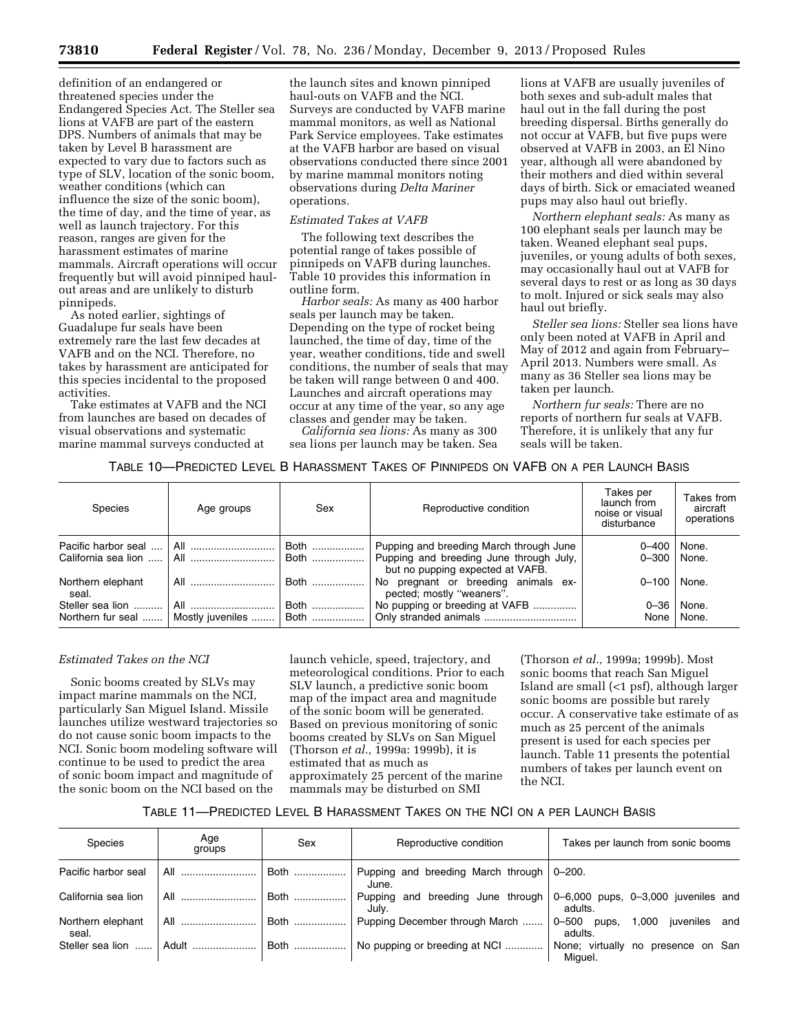definition of an endangered or threatened species under the Endangered Species Act. The Steller sea lions at VAFB are part of the eastern DPS. Numbers of animals that may be taken by Level B harassment are expected to vary due to factors such as type of SLV, location of the sonic boom, weather conditions (which can influence the size of the sonic boom), the time of day, and the time of year, as well as launch trajectory. For this reason, ranges are given for the harassment estimates of marine mammals. Aircraft operations will occur frequently but will avoid pinniped haul-out areas and are unlikely to disturb pinnipeds.

As noted earlier, sightings of Guadalupe fur seals have been extremely rare the last few decades at VAFB and on the NCI. Therefore, no takes by harassment are anticipated for this species incidental to the proposed activities.

Take estimates at VAFB and the NCI from launches are based on decades of visual observations and systematic marine mammal surveys conducted at the launch sites and known pinniped haul-outs on VAFB and the NCI. Surveys are conducted by VAFB marine mammal monitors, as well as National Park Service employees. Take estimates at the VAFB harbor are based on visual observations conducted there since 2001 by marine mammal monitors noting observations during *Delta Mariner* operations.

*Estimated Takes at VAFB*

The following text describes the potential range of takes possible of pinnipeds on VAFB during launches. Table 10 provides this information in outline form.

*Harbor seals:* As many as 400 harbor seals per launch may be taken. Depending on the type of rocket being launched, the time of day, time of the year, weather conditions, tide and swell conditions, the number of seals that may be taken will range between 0 and 400. Launches and aircraft operations may occur at any time of the year, so any age classes and gender may be taken.

*California sea lions:* As many as 300 sea lions per launch may be taken. Sea lions at VAFB are usually juveniles of both sexes and sub-adult males that haul out in the fall during the post breeding dispersal. Births generally do not occur at VAFB, but five pups were observed at VAFB in 2003, an El Nino year, although all were abandoned by their mothers and died within several days of birth. Sick or emaciated weaned pups may also haul out briefly.

*Northern elephant seals:* As many as 100 elephant seals per launch may be taken. Weaned elephant seal pups, juveniles, or young adults of both sexes, may occasionally haul out at VAFB for several days to rest or as long as 30 days to molt. Injured or sick seals may also haul out briefly.

*Steller sea lions:* Steller sea lions have only been noted at VAFB in April and May of 2012 and again from February–April 2013. Numbers were small. As many as 36 Steller sea lions may be taken per launch.

*Northern fur seals:* There are no reports of northern fur seals at VAFB. Therefore, it is unlikely that any fur seals will be taken.

TABLE 10—PREDICTED LEVEL B HARASSMENT TAKES OF PINNIPEDS ON VAFB ON A PER LAUNCH BASIS

| Species | Age groups | Sex | Reproductive condition | Takes per launch from noise or visual disturbance | Takes from aircraft operations |
|---|---|---|---|---|---|
| Pacific harbor seal | All | Both | Pupping and breeding March through June | 0–400 | None. |
| California sea lion | All | Both | Pupping and breeding June through July, but no pupping expected at VAFB. | 0–300 | None. |
| Northern elephant seal. | All | Both | No pregnant or breeding animals expected; mostly “weaners”. | 0–100 | None. |
| Steller sea lion | All | Both | No pupping or breeding at VAFB | 0–36 | None. |
| Northern fur seal | Mostly juveniles | Both | Only stranded animals | None | None. |

*Estimated Takes on the NCI*

Sonic booms created by SLVs may impact marine mammals on the NCI, particularly San Miguel Island. Missile launches utilize westward trajectories so do not cause sonic boom impacts to the NCI. Sonic boom modeling software will continue to be used to predict the area of sonic boom impact and magnitude of the sonic boom on the NCI based on the launch vehicle, speed, trajectory, and meteorological conditions. Prior to each SLV launch, a predictive sonic boom map of the impact area and magnitude of the sonic boom will be generated. Based on previous monitoring of sonic booms created by SLVs on San Miguel (Thorson *et al.,* 1999a: 1999b), it is estimated that as much as approximately 25 percent of the marine mammals may be disturbed on SMI (Thorson *et al.,* 1999a; 1999b). Most sonic booms that reach San Miguel Island are small (<1 psf), although larger sonic booms are possible but rarely occur. A conservative take estimate of as much as 25 percent of the animals present is used for each species per launch. Table 11 presents the potential numbers of takes per launch event on the NCI.

TABLE 11—PREDICTED LEVEL B HARASSMENT TAKES ON THE NCI ON A PER LAUNCH BASIS

| Species | Age groups | Sex | Reproductive condition | Takes per launch from sonic booms |
|---|---|---|---|---|
| Pacific harbor seal | All | Both | Pupping and breeding March through June. | 0–200. |
| California sea lion | All | Both | Pupping and breeding June through July. | 0–6,000 pups, 0–3,000 juveniles and adults. |
| Northern elephant seal. | All | Both | Pupping December through March | 0–500 pups, 1,000 juveniles and adults. |
| Steller sea lion | Adult | Both | No pupping or breeding at NCI | None; virtually no presence on San Miguel. |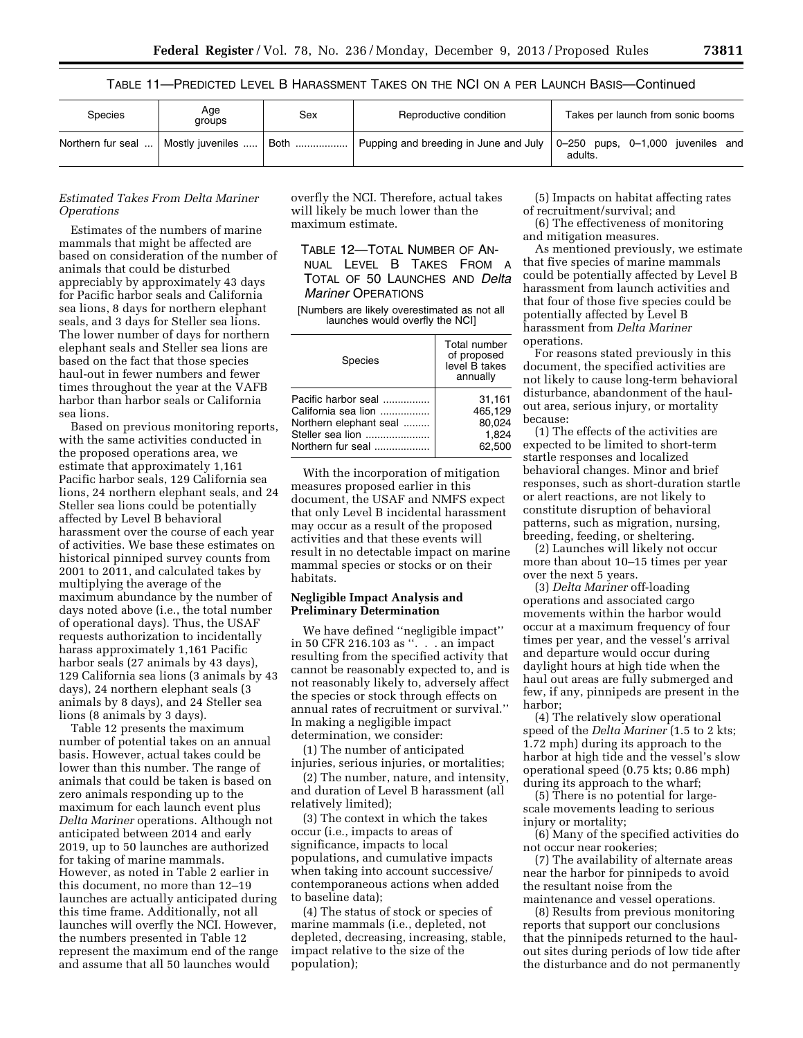TABLE 11—PREDICTED LEVEL B HARASSMENT TAKES ON THE NCI ON A PER LAUNCH BASIS—Continued

| Species | Age groups | Sex | Reproductive condition | Takes per launch from sonic booms |
| --- | --- | --- | --- | --- |
| Northern fur seal ... | Mostly juveniles ..... | Both .................. | Pupping and breeding in June and July | 0–250 pups, 0–1,000 juveniles and adults. |

*Estimated Takes From Delta Mariner Operations*

Estimates of the numbers of marine mammals that might be affected are based on consideration of the number of animals that could be disturbed appreciably by approximately 43 days for Pacific harbor seals and California sea lions, 8 days for northern elephant seals, and 3 days for Steller sea lions. The lower number of days for northern elephant seals and Steller sea lions are based on the fact that those species haul-out in fewer numbers and fewer times throughout the year at the VAFB harbor than harbor seals or California sea lions.

Based on previous monitoring reports, with the same activities conducted in the proposed operations area, we estimate that approximately 1,161 Pacific harbor seals, 129 California sea lions, 24 northern elephant seals, and 24 Steller sea lions could be potentially affected by Level B behavioral harassment over the course of each year of activities. We base these estimates on historical pinniped survey counts from 2001 to 2011, and calculated takes by multiplying the average of the maximum abundance by the number of days noted above (i.e., the total number of operational days). Thus, the USAF requests authorization to incidentally harass approximately 1,161 Pacific harbor seals (27 animals by 43 days), 129 California sea lions (3 animals by 43 days), 24 northern elephant seals (3 animals by 8 days), and 24 Steller sea lions (8 animals by 3 days).

Table 12 presents the maximum number of potential takes on an annual basis. However, actual takes could be lower than this number. The range of animals that could be taken is based on zero animals responding up to the maximum for each launch event plus *Delta Mariner* operations. Although not anticipated between 2014 and early 2019, up to 50 launches are authorized for taking of marine mammals. However, as noted in Table 2 earlier in this document, no more than 12–19 launches are actually anticipated during this time frame. Additionally, not all launches will overfly the NCI. However, the numbers presented in Table 12 represent the maximum end of the range and assume that all 50 launches would overfly the NCI. Therefore, actual takes will likely be much lower than the maximum estimate.

TABLE 12—TOTAL NUMBER OF ANNUAL LEVEL B TAKES FROM A TOTAL OF 50 LAUNCHES AND *DELTA MARINER* OPERATIONS

[Numbers are likely overestimated as not all launches would overfly the NCI]

| Species | Total number of proposed level B takes annually |
| --- | --- |
| Pacific harbor seal ................ | 31,161 |
| California sea lion ................. | 465,129 |
| Northern elephant seal ......... | 80,024 |
| Steller sea lion ...................... | 1,824 |
| Northern fur seal ................... | 62,500 |

With the incorporation of mitigation measures proposed earlier in this document, the USAF and NMFS expect that only Level B incidental harassment may occur as a result of the proposed activities and that these events will result in no detectable impact on marine mammal species or stocks or on their habitats.

## Negligible Impact Analysis and Preliminary Determination

We have defined ''negligible impact'' in 50 CFR 216.103 as ''. . . an impact resulting from the specified activity that cannot be reasonably expected to, and is not reasonably likely to, adversely affect the species or stock through effects on annual rates of recruitment or survival.'' In making a negligible impact determination, we consider:

(1) The number of anticipated injuries, serious injuries, or mortalities;

(2) The number, nature, and intensity, and duration of Level B harassment (all relatively limited);

(3) The context in which the takes occur (i.e., impacts to areas of significance, impacts to local populations, and cumulative impacts when taking into account successive/contemporaneous actions when added to baseline data);

(4) The status of stock or species of marine mammals (i.e., depleted, not depleted, decreasing, increasing, stable, impact relative to the size of the population);

(5) Impacts on habitat affecting rates of recruitment/survival; and

(6) The effectiveness of monitoring and mitigation measures.

As mentioned previously, we estimate that five species of marine mammals could be potentially affected by Level B harassment from launch activities and that four of those five species could be potentially affected by Level B harassment from *Delta Mariner* operations.

For reasons stated previously in this document, the specified activities are not likely to cause long-term behavioral disturbance, abandonment of the haul-out area, serious injury, or mortality because:

(1) The effects of the activities are expected to be limited to short-term startle responses and localized behavioral changes. Minor and brief responses, such as short-duration startle or alert reactions, are not likely to constitute disruption of behavioral patterns, such as migration, nursing, breeding, feeding, or sheltering.

(2) Launches will likely not occur more than about 10–15 times per year over the next 5 years.

(3) *Delta Mariner* off-loading operations and associated cargo movements within the harbor would occur at a maximum frequency of four times per year, and the vessel's arrival and departure would occur during daylight hours at high tide when the haul out areas are fully submerged and few, if any, pinnipeds are present in the harbor;

(4) The relatively slow operational speed of the *Delta Mariner* (1.5 to 2 kts; 1.72 mph) during its approach to the harbor at high tide and the vessel's slow operational speed (0.75 kts; 0.86 mph) during its approach to the wharf;

(5) There is no potential for large-scale movements leading to serious injury or mortality;

(6) Many of the specified activities do not occur near rookeries;

(7) The availability of alternate areas near the harbor for pinnipeds to avoid the resultant noise from the maintenance and vessel operations.

(8) Results from previous monitoring reports that support our conclusions that the pinnipeds returned to the haul-out sites during periods of low tide after the disturbance and do not permanently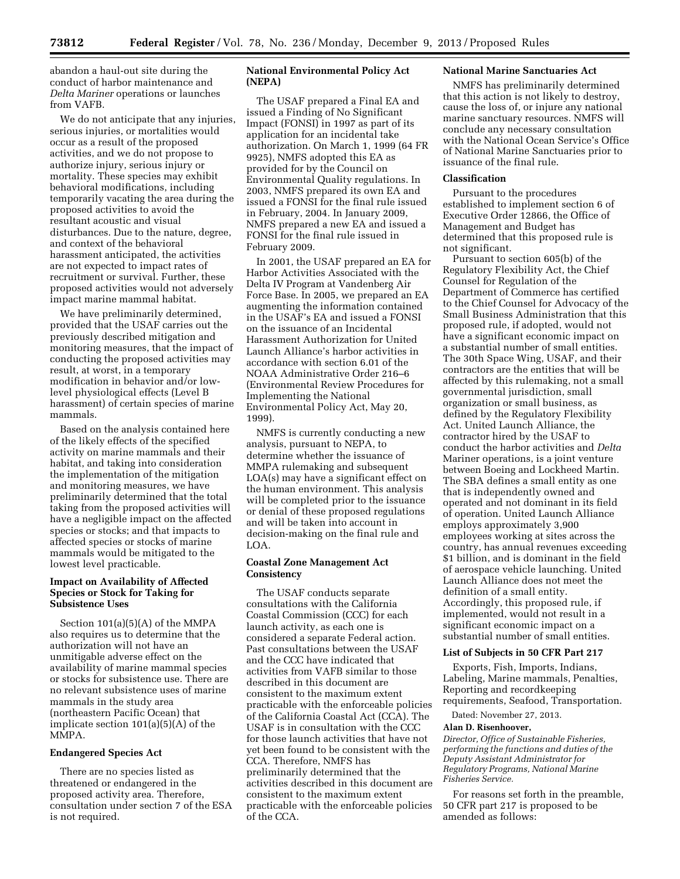abandon a haul-out site during the conduct of harbor maintenance and *Delta Mariner* operations or launches from VAFB.

We do not anticipate that any injuries, serious injuries, or mortalities would occur as a result of the proposed activities, and we do not propose to authorize injury, serious injury or mortality. These species may exhibit behavioral modifications, including temporarily vacating the area during the proposed activities to avoid the resultant acoustic and visual disturbances. Due to the nature, degree, and context of the behavioral harassment anticipated, the activities are not expected to impact rates of recruitment or survival. Further, these proposed activities would not adversely impact marine mammal habitat.

We have preliminarily determined, provided that the USAF carries out the previously described mitigation and monitoring measures, that the impact of conducting the proposed activities may result, at worst, in a temporary modification in behavior and/or low-level physiological effects (Level B harassment) of certain species of marine mammals.

Based on the analysis contained here of the likely effects of the specified activity on marine mammals and their habitat, and taking into consideration the implementation of the mitigation and monitoring measures, we have preliminarily determined that the total taking from the proposed activities will have a negligible impact on the affected species or stocks; and that impacts to affected species or stocks of marine mammals would be mitigated to the lowest level practicable.

## Impact on Availability of Affected Species or Stock for Taking for Subsistence Uses

Section 101(a)(5)(A) of the MMPA also requires us to determine that the authorization will not have an unmitigable adverse effect on the availability of marine mammal species or stocks for subsistence use. There are no relevant subsistence uses of marine mammals in the study area (northeastern Pacific Ocean) that implicate section 101(a)(5)(A) of the MMPA.

## Endangered Species Act

There are no species listed as threatened or endangered in the proposed activity area. Therefore, consultation under section 7 of the ESA is not required.

## National Environmental Policy Act (NEPA)

The USAF prepared a Final EA and issued a Finding of No Significant Impact (FONSI) in 1997 as part of its application for an incidental take authorization. On March 1, 1999 (64 FR 9925), NMFS adopted this EA as provided for by the Council on Environmental Quality regulations. In 2003, NMFS prepared its own EA and issued a FONSI for the final rule issued in February, 2004. In January 2009, NMFS prepared a new EA and issued a FONSI for the final rule issued in February 2009.

In 2001, the USAF prepared an EA for Harbor Activities Associated with the Delta IV Program at Vandenberg Air Force Base. In 2005, we prepared an EA augmenting the information contained in the USAF's EA and issued a FONSI on the issuance of an Incidental Harassment Authorization for United Launch Alliance's harbor activities in accordance with section 6.01 of the NOAA Administrative Order 216–6 (Environmental Review Procedures for Implementing the National Environmental Policy Act, May 20, 1999).

NMFS is currently conducting a new analysis, pursuant to NEPA, to determine whether the issuance of MMPA rulemaking and subsequent LOA(s) may have a significant effect on the human environment. This analysis will be completed prior to the issuance or denial of these proposed regulations and will be taken into account in decision-making on the final rule and LOA.

## Coastal Zone Management Act Consistency

The USAF conducts separate consultations with the California Coastal Commission (CCC) for each launch activity, as each one is considered a separate Federal action. Past consultations between the USAF and the CCC have indicated that activities from VAFB similar to those described in this document are consistent to the maximum extent practicable with the enforceable policies of the California Coastal Act (CCA). The USAF is in consultation with the CCC for those launch activities that have not yet been found to be consistent with the CCA. Therefore, NMFS has preliminarily determined that the activities described in this document are consistent to the maximum extent practicable with the enforceable policies of the CCA.

## National Marine Sanctuaries Act

NMFS has preliminarily determined that this action is not likely to destroy, cause the loss of, or injure any national marine sanctuary resources. NMFS will conclude any necessary consultation with the National Ocean Service's Office of National Marine Sanctuaries prior to issuance of the final rule.

## Classification

Pursuant to the procedures established to implement section 6 of Executive Order 12866, the Office of Management and Budget has determined that this proposed rule is not significant.

Pursuant to section 605(b) of the Regulatory Flexibility Act, the Chief Counsel for Regulation of the Department of Commerce has certified to the Chief Counsel for Advocacy of the Small Business Administration that this proposed rule, if adopted, would not have a significant economic impact on a substantial number of small entities. The 30th Space Wing, USAF, and their contractors are the entities that will be affected by this rulemaking, not a small governmental jurisdiction, small organization or small business, as defined by the Regulatory Flexibility Act. United Launch Alliance, the contractor hired by the USAF to conduct the harbor activities and *Delta* Mariner operations, is a joint venture between Boeing and Lockheed Martin. The SBA defines a small entity as one that is independently owned and operated and not dominant in its field of operation. United Launch Alliance employs approximately 3,900 employees working at sites across the country, has annual revenues exceeding $1 billion, and is dominant in the field of aerospace vehicle launching. United Launch Alliance does not meet the definition of a small entity. Accordingly, this proposed rule, if implemented, would not result in a significant economic impact on a substantial number of small entities.

## List of Subjects in 50 CFR Part 217

Exports, Fish, Imports, Indians, Labeling, Marine mammals, Penalties, Reporting and recordkeeping requirements, Seafood, Transportation.

Dated: November 27, 2013.

**Alan D. Risenhoover,**

*Director, Office of Sustainable Fisheries, performing the functions and duties of the Deputy Assistant Administrator for Regulatory Programs, National Marine Fisheries Service.*

For reasons set forth in the preamble, 50 CFR part 217 is proposed to be amended as follows: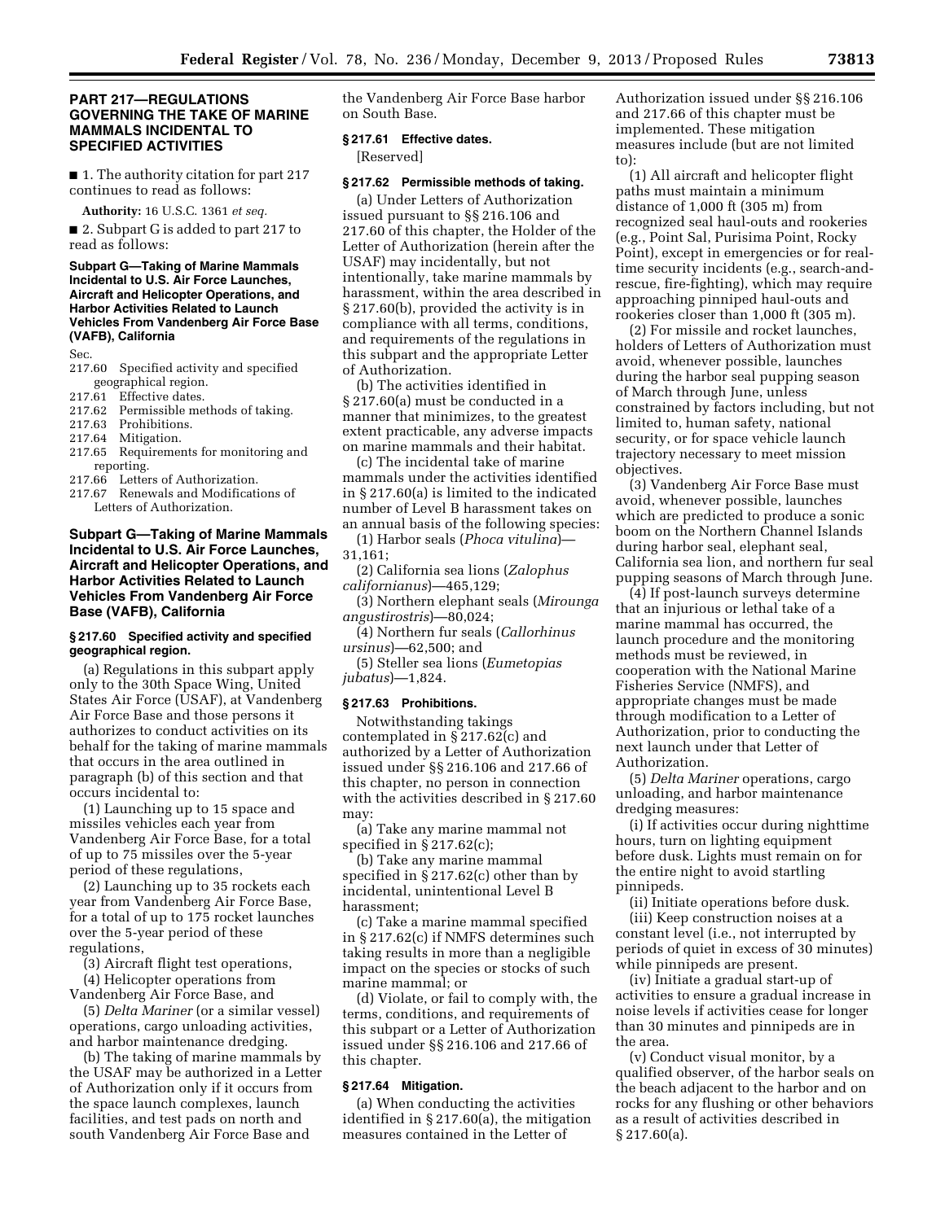## PART 217—REGULATIONS GOVERNING THE TAKE OF MARINE MAMMALS INCIDENTAL TO SPECIFIED ACTIVITIES

■ 1. The authority citation for part 217 continues to read as follows:

**Authority:** 16 U.S.C. 1361 *et seq.*

■ 2. Subpart G is added to part 217 to read as follows:

**Subpart G—Taking of Marine Mammals Incidental to U.S. Air Force Launches, Aircraft and Helicopter Operations, and Harbor Activities Related to Launch Vehicles From Vandenberg Air Force Base (VAFB), California**

Sec.
217.60 Specified activity and specified geographical region.
217.61 Effective dates.
217.62 Permissible methods of taking.
217.63 Prohibitions.
217.64 Mitigation.
217.65 Requirements for monitoring and reporting.
217.66 Letters of Authorization.
217.67 Renewals and Modifications of Letters of Authorization.

### Subpart G—Taking of Marine Mammals Incidental to U.S. Air Force Launches, Aircraft and Helicopter Operations, and Harbor Activities Related to Launch Vehicles From Vandenberg Air Force Base (VAFB), California

#### § 217.60 Specified activity and specified geographical region.

(a) Regulations in this subpart apply only to the 30th Space Wing, United States Air Force (USAF), at Vandenberg Air Force Base and those persons it authorizes to conduct activities on its behalf for the taking of marine mammals that occurs in the area outlined in paragraph (b) of this section and that occurs incidental to:

(1) Launching up to 15 space and missiles vehicles each year from Vandenberg Air Force Base, for a total of up to 75 missiles over the 5-year period of these regulations,

(2) Launching up to 35 rockets each year from Vandenberg Air Force Base, for a total of up to 175 rocket launches over the 5-year period of these regulations,

(3) Aircraft flight test operations,

(4) Helicopter operations from Vandenberg Air Force Base, and

(5) *Delta Mariner* (or a similar vessel) operations, cargo unloading activities, and harbor maintenance dredging.

(b) The taking of marine mammals by the USAF may be authorized in a Letter of Authorization only if it occurs from the space launch complexes, launch facilities, and test pads on north and south Vandenberg Air Force Base and the Vandenberg Air Force Base harbor on South Base.

#### § 217.61 Effective dates.

[Reserved]

#### § 217.62 Permissible methods of taking.

(a) Under Letters of Authorization issued pursuant to §§ 216.106 and 217.60 of this chapter, the Holder of the Letter of Authorization (herein after the USAF) may incidentally, but not intentionally, take marine mammals by harassment, within the area described in § 217.60(b), provided the activity is in compliance with all terms, conditions, and requirements of the regulations in this subpart and the appropriate Letter of Authorization.

(b) The activities identified in § 217.60(a) must be conducted in a manner that minimizes, to the greatest extent practicable, any adverse impacts on marine mammals and their habitat.

(c) The incidental take of marine mammals under the activities identified in § 217.60(a) is limited to the indicated number of Level B harassment takes on an annual basis of the following species:

(1) Harbor seals (*Phoca vitulina*)—31,161;

(2) California sea lions (*Zalophus californianus*)—465,129;

(3) Northern elephant seals (*Mirounga angustirostris*)—80,024;

(4) Northern fur seals (*Callorhinus ursinus*)—62,500; and

(5) Steller sea lions (*Eumetopias jubatus*)—1,824.

#### § 217.63 Prohibitions.

Notwithstanding takings contemplated in § 217.62(c) and authorized by a Letter of Authorization issued under §§ 216.106 and 217.66 of this chapter, no person in connection with the activities described in § 217.60 may:

(a) Take any marine mammal not specified in § 217.62(c);

(b) Take any marine mammal specified in § 217.62(c) other than by incidental, unintentional Level B harassment;

(c) Take a marine mammal specified in § 217.62(c) if NMFS determines such taking results in more than a negligible impact on the species or stocks of such marine mammal; or

(d) Violate, or fail to comply with, the terms, conditions, and requirements of this subpart or a Letter of Authorization issued under §§ 216.106 and 217.66 of this chapter.

#### § 217.64 Mitigation.

(a) When conducting the activities identified in § 217.60(a), the mitigation measures contained in the Letter of Authorization issued under §§ 216.106 and 217.66 of this chapter must be implemented. These mitigation measures include (but are not limited to):

(1) All aircraft and helicopter flight paths must maintain a minimum distance of 1,000 ft (305 m) from recognized seal haul-outs and rookeries (e.g., Point Sal, Purisima Point, Rocky Point), except in emergencies or for real-time security incidents (e.g., search-and-rescue, fire-fighting), which may require approaching pinniped haul-outs and rookeries closer than 1,000 ft (305 m).

(2) For missile and rocket launches, holders of Letters of Authorization must avoid, whenever possible, launches during the harbor seal pupping season of March through June, unless constrained by factors including, but not limited to, human safety, national security, or for space vehicle launch trajectory necessary to meet mission objectives.

(3) Vandenberg Air Force Base must avoid, whenever possible, launches which are predicted to produce a sonic boom on the Northern Channel Islands during harbor seal, elephant seal, California sea lion, and northern fur seal pupping seasons of March through June.

(4) If post-launch surveys determine that an injurious or lethal take of a marine mammal has occurred, the launch procedure and the monitoring methods must be reviewed, in cooperation with the National Marine Fisheries Service (NMFS), and appropriate changes must be made through modification to a Letter of Authorization, prior to conducting the next launch under that Letter of Authorization.

(5) *Delta Mariner* operations, cargo unloading, and harbor maintenance dredging measures:

(i) If activities occur during nighttime hours, turn on lighting equipment before dusk. Lights must remain on for the entire night to avoid startling pinnipeds.

(ii) Initiate operations before dusk.

(iii) Keep construction noises at a constant level (i.e., not interrupted by periods of quiet in excess of 30 minutes) while pinnipeds are present.

(iv) Initiate a gradual start-up of activities to ensure a gradual increase in noise levels if activities cease for longer than 30 minutes and pinnipeds are in the area.

(v) Conduct visual monitor, by a qualified observer, of the harbor seals on the beach adjacent to the harbor and on rocks for any flushing or other behaviors as a result of activities described in § 217.60(a).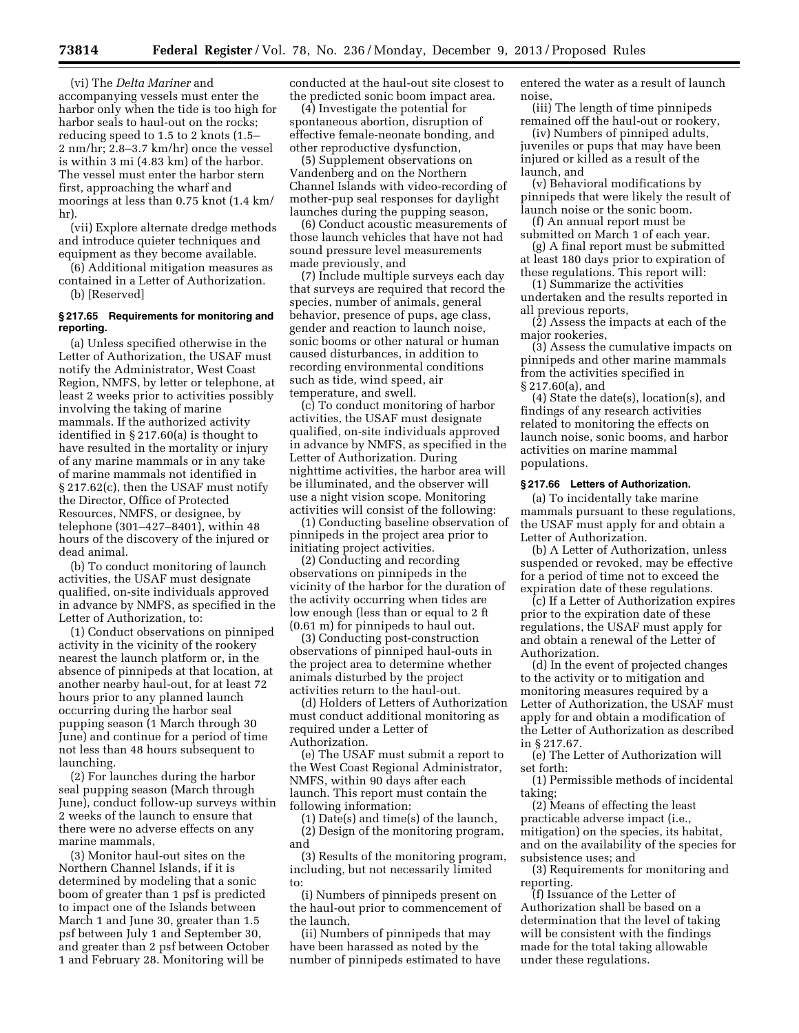(vi) The *Delta Mariner* and accompanying vessels must enter the harbor only when the tide is too high for harbor seals to haul-out on the rocks; reducing speed to 1.5 to 2 knots (1.5–2 nm/hr; 2.8–3.7 km/hr) once the vessel is within 3 mi (4.83 km) of the harbor. The vessel must enter the harbor stern first, approaching the wharf and moorings at less than 0.75 knot (1.4 km/hr).

(vii) Explore alternate dredge methods and introduce quieter techniques and equipment as they become available.

(6) Additional mitigation measures as contained in a Letter of Authorization.

(b) [Reserved]

### § 217.65 Requirements for monitoring and reporting.

(a) Unless specified otherwise in the Letter of Authorization, the USAF must notify the Administrator, West Coast Region, NMFS, by letter or telephone, at least 2 weeks prior to activities possibly involving the taking of marine mammals. If the authorized activity identified in § 217.60(a) is thought to have resulted in the mortality or injury of any marine mammals or in any take of marine mammals not identified in § 217.62(c), then the USAF must notify the Director, Office of Protected Resources, NMFS, or designee, by telephone (301–427–8401), within 48 hours of the discovery of the injured or dead animal.

(b) To conduct monitoring of launch activities, the USAF must designate qualified, on-site individuals approved in advance by NMFS, as specified in the Letter of Authorization, to:

(1) Conduct observations on pinniped activity in the vicinity of the rookery nearest the launch platform or, in the absence of pinnipeds at that location, at another nearby haul-out, for at least 72 hours prior to any planned launch occurring during the harbor seal pupping season (1 March through 30 June) and continue for a period of time not less than 48 hours subsequent to launching.

(2) For launches during the harbor seal pupping season (March through June), conduct follow-up surveys within 2 weeks of the launch to ensure that there were no adverse effects on any marine mammals,

(3) Monitor haul-out sites on the Northern Channel Islands, if it is determined by modeling that a sonic boom of greater than 1 psf is predicted to impact one of the Islands between March 1 and June 30, greater than 1.5 psf between July 1 and September 30, and greater than 2 psf between October 1 and February 28. Monitoring will be conducted at the haul-out site closest to the predicted sonic boom impact area.

(4) Investigate the potential for spontaneous abortion, disruption of effective female-neonate bonding, and other reproductive dysfunction,

(5) Supplement observations on Vandenberg and on the Northern Channel Islands with video-recording of mother-pup seal responses for daylight launches during the pupping season,

(6) Conduct acoustic measurements of those launch vehicles that have not had sound pressure level measurements made previously, and

(7) Include multiple surveys each day that surveys are required that record the species, number of animals, general behavior, presence of pups, age class, gender and reaction to launch noise, sonic booms or other natural or human caused disturbances, in addition to recording environmental conditions such as tide, wind speed, air temperature, and swell.

(c) To conduct monitoring of harbor activities, the USAF must designate qualified, on-site individuals approved in advance by NMFS, as specified in the Letter of Authorization. During nighttime activities, the harbor area will be illuminated, and the observer will use a night vision scope. Monitoring activities will consist of the following:

(1) Conducting baseline observation of pinnipeds in the project area prior to initiating project activities.

(2) Conducting and recording observations on pinnipeds in the vicinity of the harbor for the duration of the activity occurring when tides are low enough (less than or equal to 2 ft (0.61 m) for pinnipeds to haul out.

(3) Conducting post-construction observations of pinniped haul-outs in the project area to determine whether animals disturbed by the project activities return to the haul-out.

(d) Holders of Letters of Authorization must conduct additional monitoring as required under a Letter of Authorization.

(e) The USAF must submit a report to the West Coast Regional Administrator, NMFS, within 90 days after each launch. This report must contain the following information:

(1) Date(s) and time(s) of the launch,

(2) Design of the monitoring program, and

(3) Results of the monitoring program, including, but not necessarily limited to:

(i) Numbers of pinnipeds present on the haul-out prior to commencement of the launch,

(ii) Numbers of pinnipeds that may have been harassed as noted by the number of pinnipeds estimated to have entered the water as a result of launch noise,

(iii) The length of time pinnipeds remained off the haul-out or rookery,

(iv) Numbers of pinniped adults, juveniles or pups that may have been injured or killed as a result of the launch, and

(v) Behavioral modifications by pinnipeds that were likely the result of launch noise or the sonic boom.

(f) An annual report must be submitted on March 1 of each year.

(g) A final report must be submitted at least 180 days prior to expiration of these regulations. This report will:

(1) Summarize the activities undertaken and the results reported in all previous reports,

(2) Assess the impacts at each of the major rookeries,

(3) Assess the cumulative impacts on pinnipeds and other marine mammals from the activities specified in § 217.60(a), and

(4) State the date(s), location(s), and findings of any research activities related to monitoring the effects on launch noise, sonic booms, and harbor activities on marine mammal populations.

### § 217.66 Letters of Authorization.

(a) To incidentally take marine mammals pursuant to these regulations, the USAF must apply for and obtain a Letter of Authorization.

(b) A Letter of Authorization, unless suspended or revoked, may be effective for a period of time not to exceed the expiration date of these regulations.

(c) If a Letter of Authorization expires prior to the expiration date of these regulations, the USAF must apply for and obtain a renewal of the Letter of Authorization.

(d) In the event of projected changes to the activity or to mitigation and monitoring measures required by a Letter of Authorization, the USAF must apply for and obtain a modification of the Letter of Authorization as described in § 217.67.

(e) The Letter of Authorization will set forth:

(1) Permissible methods of incidental taking;

(2) Means of effecting the least practicable adverse impact (i.e., mitigation) on the species, its habitat, and on the availability of the species for subsistence uses; and

(3) Requirements for monitoring and reporting.

(f) Issuance of the Letter of Authorization shall be based on a determination that the level of taking will be consistent with the findings made for the total taking allowable under these regulations.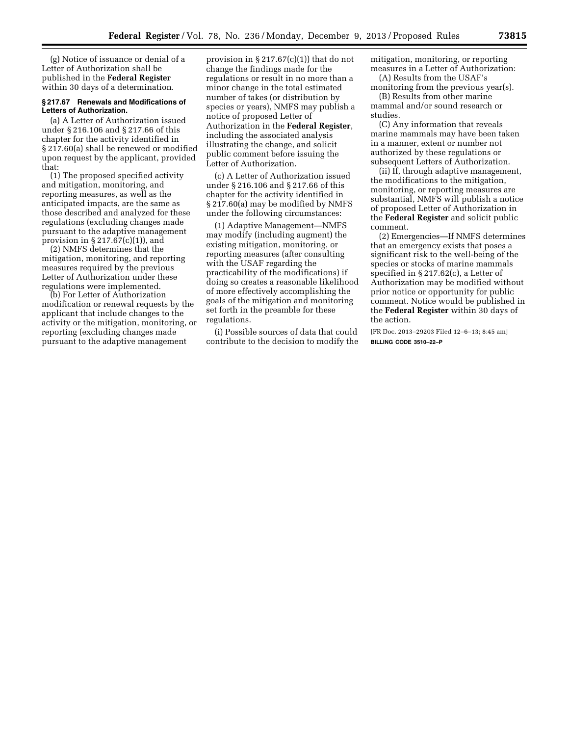(g) Notice of issuance or denial of a Letter of Authorization shall be published in the **Federal Register** within 30 days of a determination.

#### § 217.67 Renewals and Modifications of Letters of Authorization.

(a) A Letter of Authorization issued under § 216.106 and § 217.66 of this chapter for the activity identified in § 217.60(a) shall be renewed or modified upon request by the applicant, provided that:

(1) The proposed specified activity and mitigation, monitoring, and reporting measures, as well as the anticipated impacts, are the same as those described and analyzed for these regulations (excluding changes made pursuant to the adaptive management provision in § 217.67(c)(1)), and

(2) NMFS determines that the mitigation, monitoring, and reporting measures required by the previous Letter of Authorization under these regulations were implemented.

(b) For Letter of Authorization modification or renewal requests by the applicant that include changes to the activity or the mitigation, monitoring, or reporting (excluding changes made pursuant to the adaptive management provision in § 217.67(c)(1)) that do not change the findings made for the regulations or result in no more than a minor change in the total estimated number of takes (or distribution by species or years), NMFS may publish a notice of proposed Letter of Authorization in the **Federal Register**, including the associated analysis illustrating the change, and solicit public comment before issuing the Letter of Authorization.

(c) A Letter of Authorization issued under § 216.106 and § 217.66 of this chapter for the activity identified in § 217.60(a) may be modified by NMFS under the following circumstances:

(1) Adaptive Management—NMFS may modify (including augment) the existing mitigation, monitoring, or reporting measures (after consulting with the USAF regarding the practicability of the modifications) if doing so creates a reasonable likelihood of more effectively accomplishing the goals of the mitigation and monitoring set forth in the preamble for these regulations.

(i) Possible sources of data that could contribute to the decision to modify the mitigation, monitoring, or reporting measures in a Letter of Authorization:

(A) Results from the USAF's monitoring from the previous year(s).

(B) Results from other marine mammal and/or sound research or studies.

(C) Any information that reveals marine mammals may have been taken in a manner, extent or number not authorized by these regulations or subsequent Letters of Authorization.

(ii) If, through adaptive management, the modifications to the mitigation, monitoring, or reporting measures are substantial, NMFS will publish a notice of proposed Letter of Authorization in the **Federal Register** and solicit public comment.

(2) Emergencies—If NMFS determines that an emergency exists that poses a significant risk to the well-being of the species or stocks of marine mammals specified in § 217.62(c), a Letter of Authorization may be modified without prior notice or opportunity for public comment. Notice would be published in the **Federal Register** within 30 days of the action.

[FR Doc. 2013–29203 Filed 12–6–13; 8:45 am]

**BILLING CODE 3510–22–P**